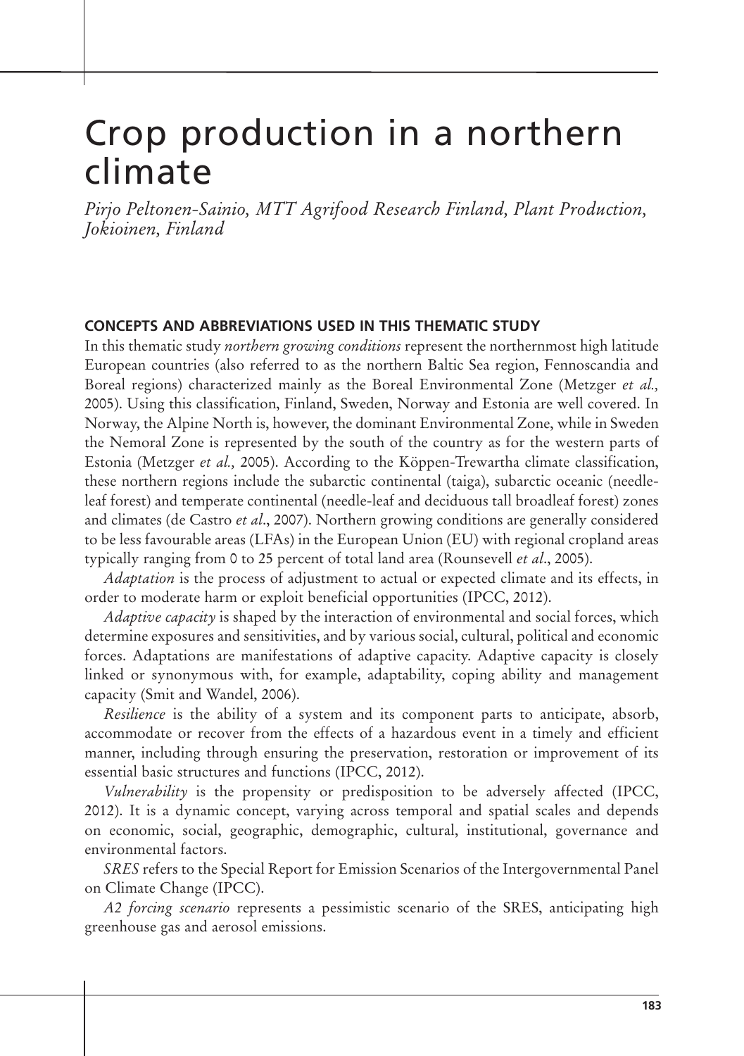# Crop production in a northern climate

*Pirjo Peltonen-Sainio, MTT Agrifood Research Finland, Plant Production, Jokioinen, Finland*

## CONCEPTS AND ABBREVIATIONS USED IN THIS THEMATIC STUDY

In this thematic study *northern growing conditions* represent the northernmost high latitude European countries (also referred to as the northern Baltic Sea region, Fennoscandia and Boreal regions) characterized mainly as the Boreal Environmental Zone (Metzger *et al.,* 2005). Using this classification, Finland, Sweden, Norway and Estonia are well covered. In Norway, the Alpine North is, however, the dominant Environmental Zone, while in Sweden the Nemoral Zone is represented by the south of the country as for the western parts of Estonia (Metzger *et al.,* 2005). According to the Köppen-Trewartha climate classification, these northern regions include the subarctic continental (taiga), subarctic oceanic (needle-leaf forest) and temperate continental (needle-leaf and deciduous tall broadleaf forest) zones and climates (de Castro *et al*., 2007). Northern growing conditions are generally considered to be less favourable areas (LFAs) in the European Union (EU) with regional cropland areas typically ranging from 0 to 25 percent of total land area (Rounsevell *et al*., 2005).

*Adaptation* is the process of adjustment to actual or expected climate and its effects, in order to moderate harm or exploit beneficial opportunities (IPCC, 2012).

*Adaptive capacity* is shaped by the interaction of environmental and social forces, which determine exposures and sensitivities, and by various social, cultural, political and economic forces. Adaptations are manifestations of adaptive capacity. Adaptive capacity is closely linked or synonymous with, for example, adaptability, coping ability and management capacity (Smit and Wandel, 2006).

*Resilience* is the ability of a system and its component parts to anticipate, absorb, accommodate or recover from the effects of a hazardous event in a timely and efficient manner, including through ensuring the preservation, restoration or improvement of its essential basic structures and functions (IPCC, 2012).

*Vulnerability* is the propensity or predisposition to be adversely affected (IPCC, 2012). It is a dynamic concept, varying across temporal and spatial scales and depends on economic, social, geographic, demographic, cultural, institutional, governance and environmental factors.

*SRES* refers to the Special Report for Emission Scenarios of the Intergovernmental Panel on Climate Change (IPCC).

*A2 forcing scenario* represents a pessimistic scenario of the SRES, anticipating high greenhouse gas and aerosol emissions.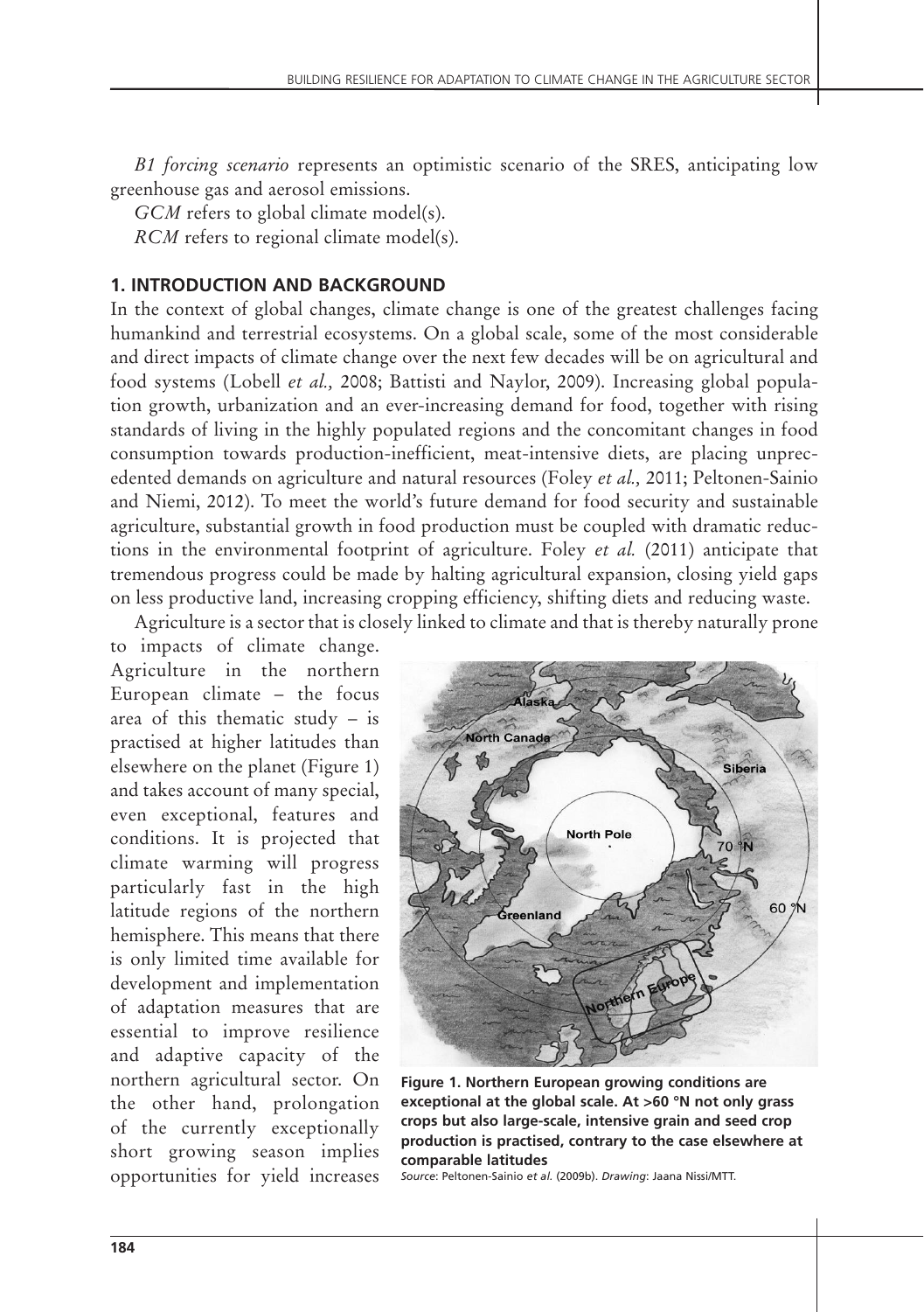*B1 forcing scenario* represents an optimistic scenario of the SRES, anticipating low greenhouse gas and aerosol emissions.

*GCM* refers to global climate model(s).

*RCM* refers to regional climate model(s).

## 1. INTRODUCTION AND BACKGROUND

In the context of global changes, climate change is one of the greatest challenges facing humankind and terrestrial ecosystems. On a global scale, some of the most considerable and direct impacts of climate change over the next few decades will be on agricultural and food systems (Lobell *et al.,* 2008; Battisti and Naylor, 2009). Increasing global population growth, urbanization and an ever-increasing demand for food, together with rising standards of living in the highly populated regions and the concomitant changes in food consumption towards production-inefficient, meat-intensive diets, are placing unprecedented demands on agriculture and natural resources (Foley *et al.,* 2011; Peltonen-Sainio and Niemi, 2012). To meet the world's future demand for food security and sustainable agriculture, substantial growth in food production must be coupled with dramatic reductions in the environmental footprint of agriculture. Foley *et al.* (2011) anticipate that tremendous progress could be made by halting agricultural expansion, closing yield gaps on less productive land, increasing cropping efficiency, shifting diets and reducing waste.

Agriculture is a sector that is closely linked to climate and that is thereby naturally prone to impacts of climate change. Agriculture in the northern European climate – the focus area of this thematic study – is practised at higher latitudes than elsewhere on the planet (Figure 1) and takes account of many special, even exceptional, features and conditions. It is projected that climate warming will progress particularly fast in the high latitude regions of the northern hemisphere. This means that there is only limited time available for development and implementation of adaptation measures that are essential to improve resilience and adaptive capacity of the northern agricultural sector. On the other hand, prolongation of the currently exceptionally short growing season implies opportunities for yield increases

Alaska
North Canada
Siberia
North Pole
70 °N
60 °N
Greenland
Northern Europe

**Figure 1. Northern European growing conditions are exceptional at the global scale. At >60 °N not only grass crops but also large-scale, intensive grain and seed crop production is practised, contrary to the case elsewhere at comparable latitudes**

*Source*: Peltonen-Sainio *et al.* (2009b). *Drawing*: Jaana Nissi/MTT.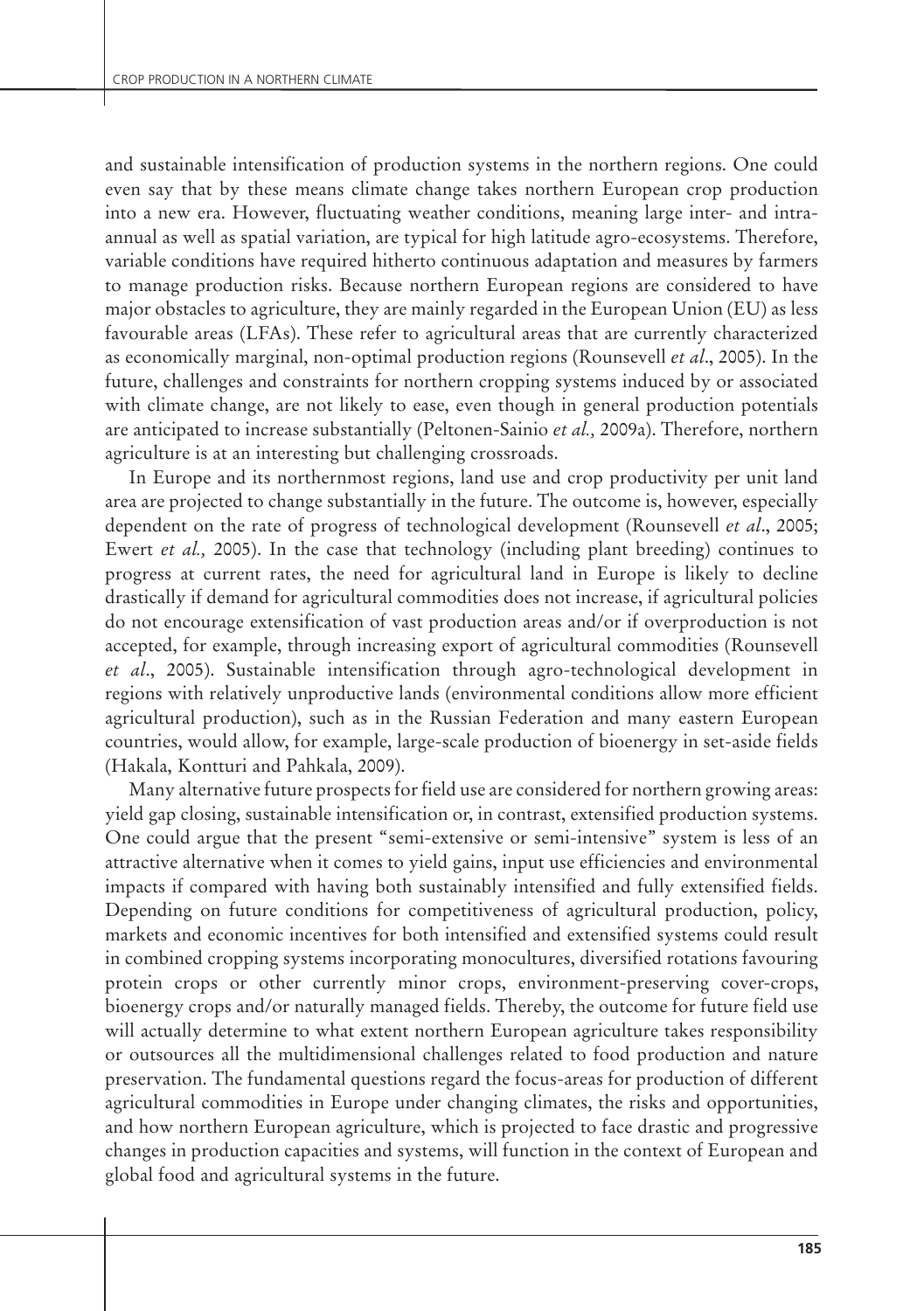and sustainable intensification of production systems in the northern regions. One could even say that by these means climate change takes northern European crop production into a new era. However, fluctuating weather conditions, meaning large inter- and intra-annual as well as spatial variation, are typical for high latitude agro-ecosystems. Therefore, variable conditions have required hitherto continuous adaptation and measures by farmers to manage production risks. Because northern European regions are considered to have major obstacles to agriculture, they are mainly regarded in the European Union (EU) as less favourable areas (LFAs). These refer to agricultural areas that are currently characterized as economically marginal, non-optimal production regions (Rounsevell *et al*., 2005). In the future, challenges and constraints for northern cropping systems induced by or associated with climate change, are not likely to ease, even though in general production potentials are anticipated to increase substantially (Peltonen-Sainio *et al.,* 2009a). Therefore, northern agriculture is at an interesting but challenging crossroads.

In Europe and its northernmost regions, land use and crop productivity per unit land area are projected to change substantially in the future. The outcome is, however, especially dependent on the rate of progress of technological development (Rounsevell *et al*., 2005; Ewert *et al.,* 2005). In the case that technology (including plant breeding) continues to progress at current rates, the need for agricultural land in Europe is likely to decline drastically if demand for agricultural commodities does not increase, if agricultural policies do not encourage extensification of vast production areas and/or if overproduction is not accepted, for example, through increasing export of agricultural commodities (Rounsevell *et al*., 2005). Sustainable intensification through agro-technological development in regions with relatively unproductive lands (environmental conditions allow more efficient agricultural production), such as in the Russian Federation and many eastern European countries, would allow, for example, large-scale production of bioenergy in set-aside fields (Hakala, Kontturi and Pahkala, 2009).

Many alternative future prospects for field use are considered for northern growing areas: yield gap closing, sustainable intensification or, in contrast, extensified production systems. One could argue that the present "semi-extensive or semi-intensive" system is less of an attractive alternative when it comes to yield gains, input use efficiencies and environmental impacts if compared with having both sustainably intensified and fully extensified fields. Depending on future conditions for competitiveness of agricultural production, policy, markets and economic incentives for both intensified and extensified systems could result in combined cropping systems incorporating monocultures, diversified rotations favouring protein crops or other currently minor crops, environment-preserving cover-crops, bioenergy crops and/or naturally managed fields. Thereby, the outcome for future field use will actually determine to what extent northern European agriculture takes responsibility or outsources all the multidimensional challenges related to food production and nature preservation. The fundamental questions regard the focus-areas for production of different agricultural commodities in Europe under changing climates, the risks and opportunities, and how northern European agriculture, which is projected to face drastic and progressive changes in production capacities and systems, will function in the context of European and global food and agricultural systems in the future.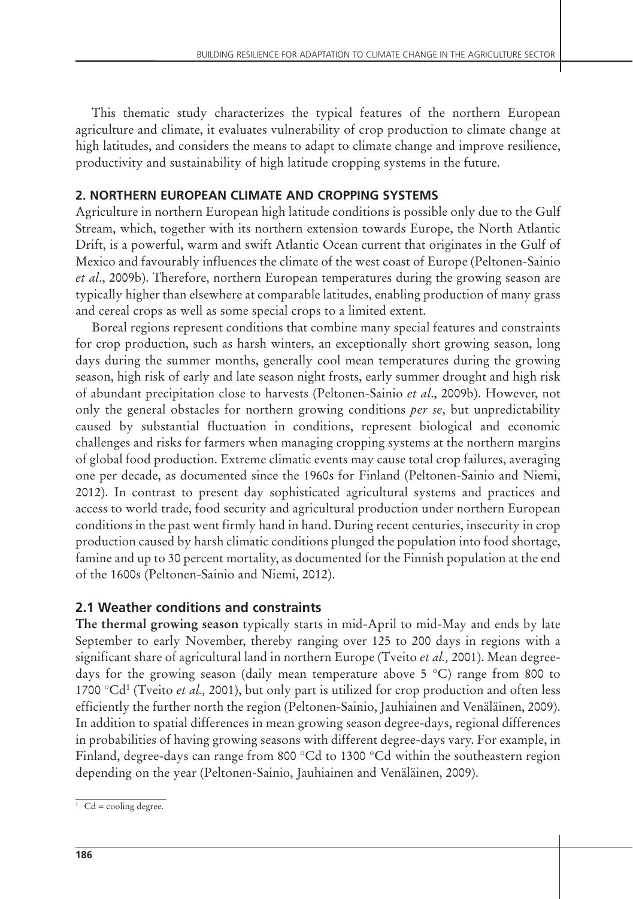This thematic study characterizes the typical features of the northern European agriculture and climate, it evaluates vulnerability of crop production to climate change at high latitudes, and considers the means to adapt to climate change and improve resilience, productivity and sustainability of high latitude cropping systems in the future.

## 2. NORTHERN EUROPEAN CLIMATE AND CROPPING SYSTEMS

Agriculture in northern European high latitude conditions is possible only due to the Gulf Stream, which, together with its northern extension towards Europe, the North Atlantic Drift, is a powerful, warm and swift Atlantic Ocean current that originates in the Gulf of Mexico and favourably influences the climate of the west coast of Europe (Peltonen-Sainio *et al*., 2009b). Therefore, northern European temperatures during the growing season are typically higher than elsewhere at comparable latitudes, enabling production of many grass and cereal crops as well as some special crops to a limited extent.

Boreal regions represent conditions that combine many special features and constraints for crop production, such as harsh winters, an exceptionally short growing season, long days during the summer months, generally cool mean temperatures during the growing season, high risk of early and late season night frosts, early summer drought and high risk of abundant precipitation close to harvests (Peltonen-Sainio *et al*., 2009b). However, not only the general obstacles for northern growing conditions *per se*, but unpredictability caused by substantial fluctuation in conditions, represent biological and economic challenges and risks for farmers when managing cropping systems at the northern margins of global food production. Extreme climatic events may cause total crop failures, averaging one per decade, as documented since the 1960s for Finland (Peltonen-Sainio and Niemi, 2012). In contrast to present day sophisticated agricultural systems and practices and access to world trade, food security and agricultural production under northern European conditions in the past went firmly hand in hand. During recent centuries, insecurity in crop production caused by harsh climatic conditions plunged the population into food shortage, famine and up to 30 percent mortality, as documented for the Finnish population at the end of the 1600s (Peltonen-Sainio and Niemi, 2012).

### 2.1 Weather conditions and constraints

**The thermal growing season** typically starts in mid-April to mid-May and ends by late September to early November, thereby ranging over 125 to 200 days in regions with a significant share of agricultural land in northern Europe (Tveito *et al.,* 2001). Mean degree-days for the growing season (daily mean temperature above 5 °C) range from 800 to 1700 °Cd[1] (Tveito *et al.,* 2001), but only part is utilized for crop production and often less efficiently the further north the region (Peltonen-Sainio, Jauhiainen and Venäläinen, 2009). In addition to spatial differences in mean growing season degree-days, regional differences in probabilities of having growing seasons with different degree-days vary. For example, in Finland, degree-days can range from 800 °Cd to 1300 °Cd within the southeastern region depending on the year (Peltonen-Sainio, Jauhiainen and Venäläinen, 2009).

[1] Cd = cooling degree.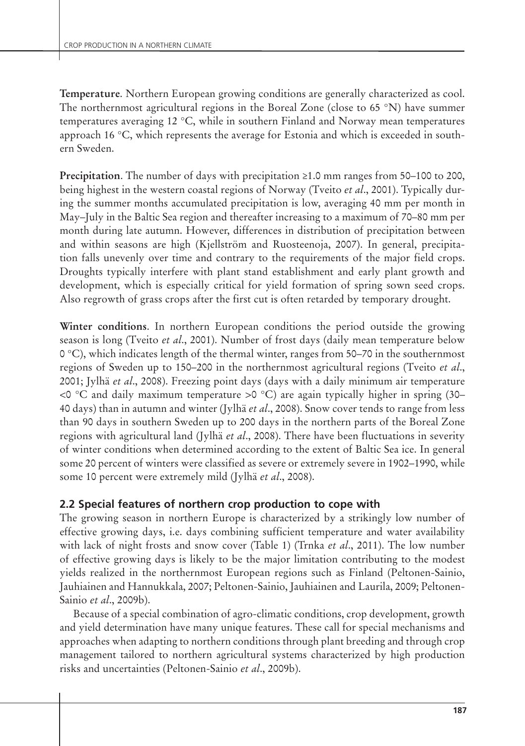**Temperature**. Northern European growing conditions are generally characterized as cool. The northernmost agricultural regions in the Boreal Zone (close to 65 °N) have summer temperatures averaging 12 °C, while in southern Finland and Norway mean temperatures approach 16 °C, which represents the average for Estonia and which is exceeded in southern Sweden.

**Precipitation**. The number of days with precipitation ≥1.0 mm ranges from 50–100 to 200, being highest in the western coastal regions of Norway (Tveito *et al*., 2001). Typically during the summer months accumulated precipitation is low, averaging 40 mm per month in May–July in the Baltic Sea region and thereafter increasing to a maximum of 70–80 mm per month during late autumn. However, differences in distribution of precipitation between and within seasons are high (Kjellström and Ruosteenoja, 2007). In general, precipitation falls unevenly over time and contrary to the requirements of the major field crops. Droughts typically interfere with plant stand establishment and early plant growth and development, which is especially critical for yield formation of spring sown seed crops. Also regrowth of grass crops after the first cut is often retarded by temporary drought.

**Winter conditions**. In northern European conditions the period outside the growing season is long (Tveito *et al*., 2001). Number of frost days (daily mean temperature below 0 °C), which indicates length of the thermal winter, ranges from 50–70 in the southernmost regions of Sweden up to 150–200 in the northernmost agricultural regions (Tveito *et al*., 2001; Jylhä *et al*., 2008). Freezing point days (days with a daily minimum air temperature <0 °C and daily maximum temperature >0 °C) are again typically higher in spring (30–40 days) than in autumn and winter (Jylhä *et al*., 2008). Snow cover tends to range from less than 90 days in southern Sweden up to 200 days in the northern parts of the Boreal Zone regions with agricultural land (Jylhä *et al*., 2008). There have been fluctuations in severity of winter conditions when determined according to the extent of Baltic Sea ice. In general some 20 percent of winters were classified as severe or extremely severe in 1902–1990, while some 10 percent were extremely mild (Jylhä *et al*., 2008).

## 2.2 Special features of northern crop production to cope with

The growing season in northern Europe is characterized by a strikingly low number of effective growing days, i.e. days combining sufficient temperature and water availability with lack of night frosts and snow cover (Table 1) (Trnka *et al*., 2011). The low number of effective growing days is likely to be the major limitation contributing to the modest yields realized in the northernmost European regions such as Finland (Peltonen-Sainio, Jauhiainen and Hannukkala, 2007; Peltonen-Sainio, Jauhiainen and Laurila, 2009; Peltonen-Sainio *et al*., 2009b).

Because of a special combination of agro-climatic conditions, crop development, growth and yield determination have many unique features. These call for special mechanisms and approaches when adapting to northern conditions through plant breeding and through crop management tailored to northern agricultural systems characterized by high production risks and uncertainties (Peltonen-Sainio *et al*., 2009b).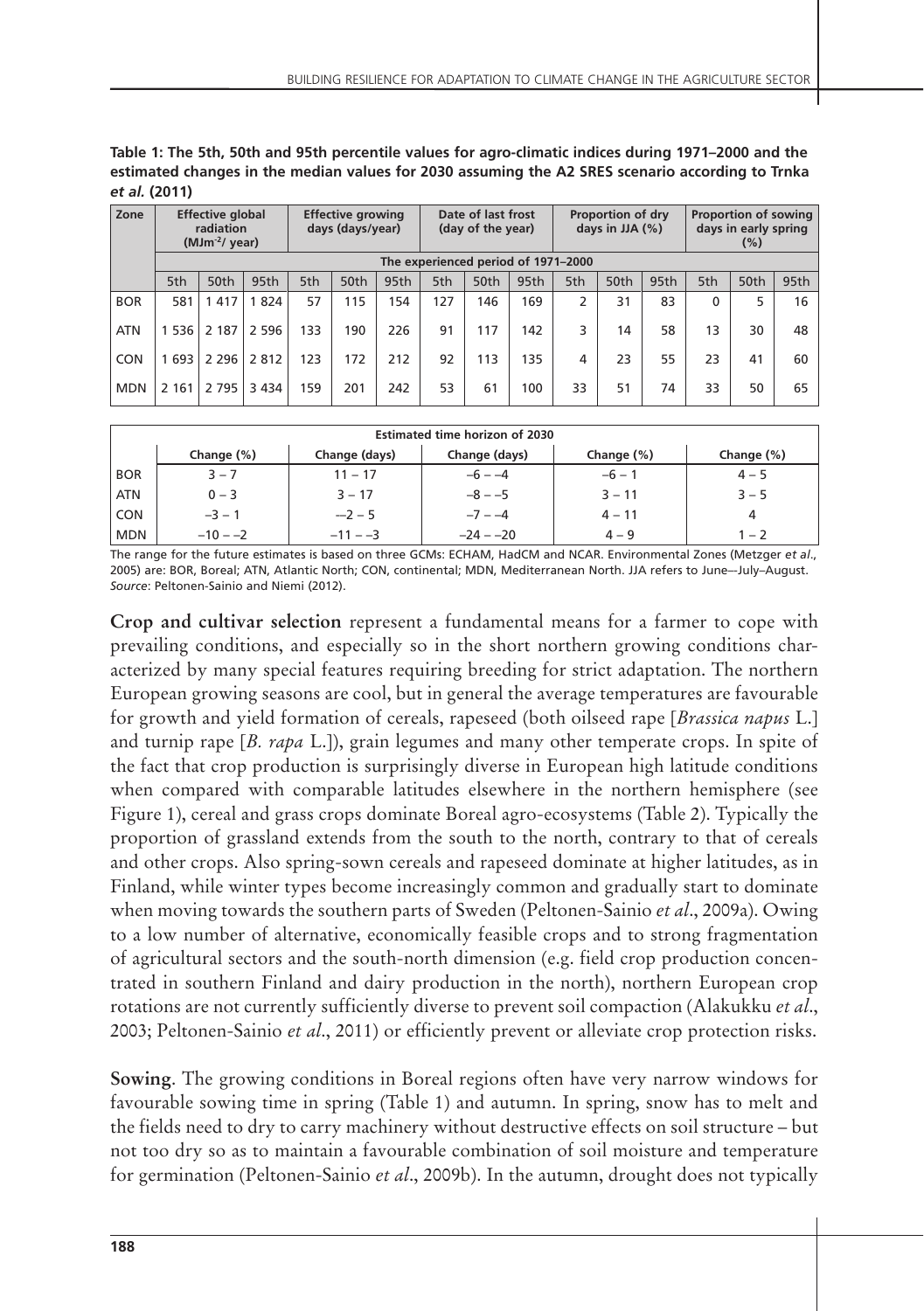**Table 1: The 5th, 50th and 95th percentile values for agro-climatic indices during 1971–2000 and the estimated changes in the median values for 2030 assuming the A2 SRES scenario according to Trnka *et al.* (2011)**

| Zone | Effective global radiation ($MJm^{-2}$/ year) | | | Effective growing days (days/year) | | | Date of last frost (day of the year) | | | Proportion of dry days in JJA (%) | | | Proportion of sowing days in early spring (%) | | |
|---|---|---|---|---|---|---|---|---|---|---|---|---|---|---|---|
| | The experienced period of 1971–2000 | | | | | | | | | | | | | | |
| | 5th | 50th | 95th | 5th | 50th | 95th | 5th | 50th | 95th | 5th | 50th | 95th | 5th | 50th | 95th |
| BOR | 581 | 1 417 | 1 824 | 57 | 115 | 154 | 127 | 146 | 169 | 2 | 31 | 83 | 0 | 5 | 16 |
| ATN | 1 536 | 2 187 | 2 596 | 133 | 190 | 226 | 91 | 117 | 142 | 3 | 14 | 58 | 13 | 30 | 48 |
| CON | 1 693 | 2 296 | 2 812 | 123 | 172 | 212 | 92 | 113 | 135 | 4 | 23 | 55 | 23 | 41 | 60 |
| MDN | 2 161 | 2 795 | 3 434 | 159 | 201 | 242 | 53 | 61 | 100 | 33 | 51 | 74 | 33 | 50 | 65 |

| | Estimated time horizon of 2030 | | | | |
|---|---|---|---|---|---|
| | Change (%) | Change (days) | Change (days) | Change (%) | Change (%) |
| BOR | 3 – 7 | 11 – 17 | –6 – –4 | –6 – 1 | 4 – 5 |
| ATN | 0 – 3 | 3 – 17 | –8 – –5 | 3 – 11 | 3 – 5 |
| CON | –3 – 1 | –2 – 5 | –7 – –4 | 4 – 11 | 4 |
| MDN | –10 – –2 | –11 – –3 | –24 – –20 | 4 – 9 | 1 – 2 |

The range for the future estimates is based on three GCMs: ECHAM, HadCM and NCAR. Environmental Zones (Metzger *et al*., 2005) are: BOR, Boreal; ATN, Atlantic North; CON, continental; MDN, Mediterranean North. JJA refers to June–July–August. *Source*: Peltonen-Sainio and Niemi (2012).

**Crop and cultivar selection** represent a fundamental means for a farmer to cope with prevailing conditions, and especially so in the short northern growing conditions characterized by many special features requiring breeding for strict adaptation. The northern European growing seasons are cool, but in general the average temperatures are favourable for growth and yield formation of cereals, rapeseed (both oilseed rape [*Brassica napus* L.] and turnip rape [*B. rapa* L.]), grain legumes and many other temperate crops. In spite of the fact that crop production is surprisingly diverse in European high latitude conditions when compared with comparable latitudes elsewhere in the northern hemisphere (see Figure 1), cereal and grass crops dominate Boreal agro-ecosystems (Table 2). Typically the proportion of grassland extends from the south to the north, contrary to that of cereals and other crops. Also spring-sown cereals and rapeseed dominate at higher latitudes, as in Finland, while winter types become increasingly common and gradually start to dominate when moving towards the southern parts of Sweden (Peltonen-Sainio *et al*., 2009a). Owing to a low number of alternative, economically feasible crops and to strong fragmentation of agricultural sectors and the south-north dimension (e.g. field crop production concentrated in southern Finland and dairy production in the north), northern European crop rotations are not currently sufficiently diverse to prevent soil compaction (Alakukku *et al*., 2003; Peltonen-Sainio *et al*., 2011) or efficiently prevent or alleviate crop protection risks.

**Sowing**. The growing conditions in Boreal regions often have very narrow windows for favourable sowing time in spring (Table 1) and autumn. In spring, snow has to melt and the fields need to dry to carry machinery without destructive effects on soil structure – but not too dry so as to maintain a favourable combination of soil moisture and temperature for germination (Peltonen-Sainio *et al*., 2009b). In the autumn, drought does not typically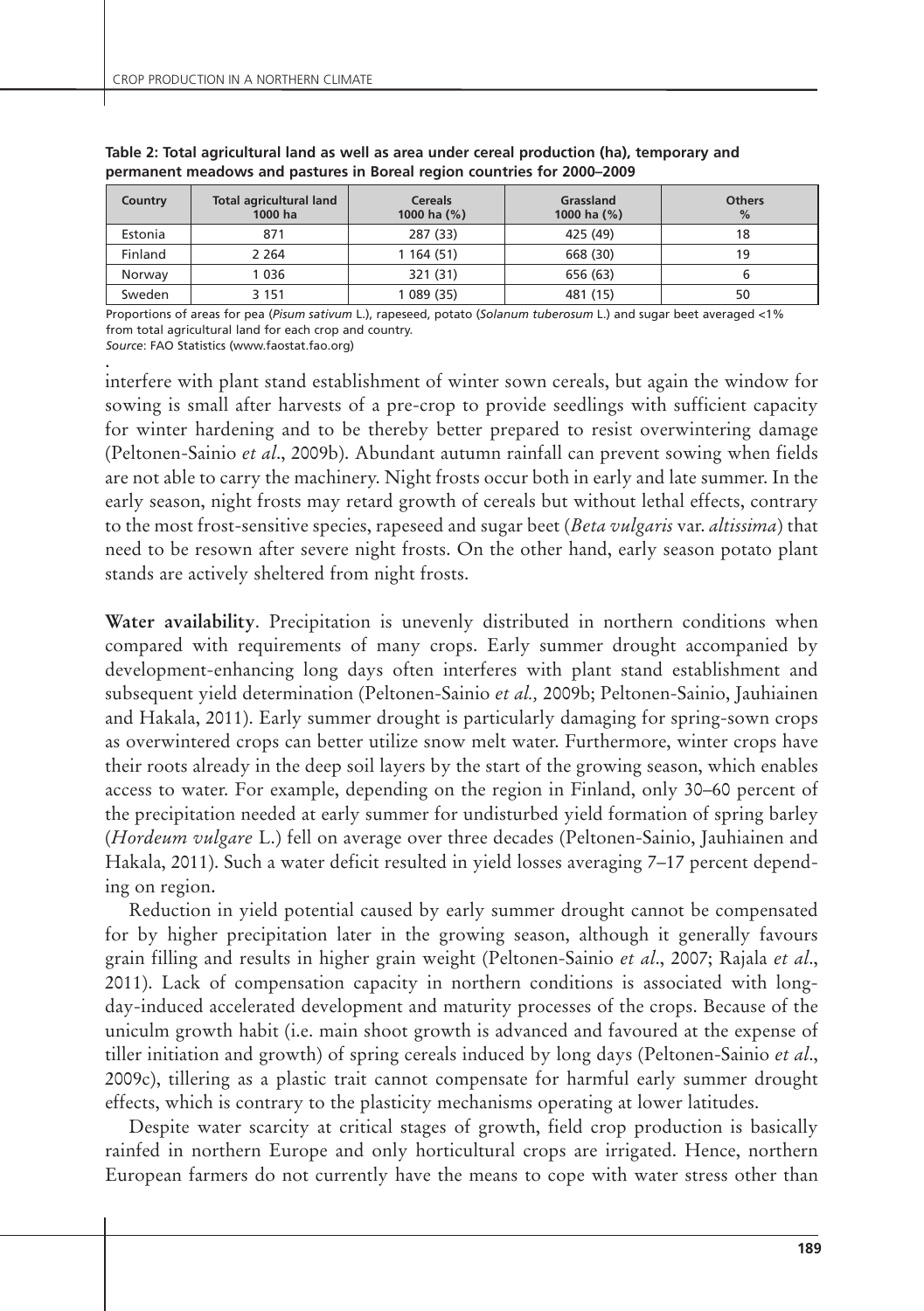**Table 2: Total agricultural land as well as area under cereal production (ha), temporary and permanent meadows and pastures in Boreal region countries for 2000–2009**

| Country | Total agricultural land 1000 ha | Cereals 1000 ha (%) | Grassland 1000 ha (%) | Others % |
|---|---|---|---|---|
| Estonia | 871 | 287 (33) | 425 (49) | 18 |
| Finland | 2 264 | 1 164 (51) | 668 (30) | 19 |
| Norway | 1 036 | 321 (31) | 656 (63) | 6 |
| Sweden | 3 151 | 1 089 (35) | 481 (15) | 50 |

Proportions of areas for pea (*Pisum sativum* L.), rapeseed, potato (*Solanum tuberosum* L.) and sugar beet averaged <1% from total agricultural land for each crop and country.
*Source*: FAO Statistics (www.faostat.fao.org)

interfere with plant stand establishment of winter sown cereals, but again the window for sowing is small after harvests of a pre-crop to provide seedlings with sufficient capacity for winter hardening and to be thereby better prepared to resist overwintering damage (Peltonen-Sainio *et al*., 2009b). Abundant autumn rainfall can prevent sowing when fields are not able to carry the machinery. Night frosts occur both in early and late summer. In the early season, night frosts may retard growth of cereals but without lethal effects, contrary to the most frost-sensitive species, rapeseed and sugar beet (*Beta vulgaris* var. *altissima*) that need to be resown after severe night frosts. On the other hand, early season potato plant stands are actively sheltered from night frosts.

**Water availability**. Precipitation is unevenly distributed in northern conditions when compared with requirements of many crops. Early summer drought accompanied by development-enhancing long days often interferes with plant stand establishment and subsequent yield determination (Peltonen-Sainio *et al.,* 2009b; Peltonen-Sainio, Jauhiainen and Hakala, 2011). Early summer drought is particularly damaging for spring-sown crops as overwintered crops can better utilize snow melt water. Furthermore, winter crops have their roots already in the deep soil layers by the start of the growing season, which enables access to water. For example, depending on the region in Finland, only 30–60 percent of the precipitation needed at early summer for undisturbed yield formation of spring barley (*Hordeum vulgare* L.) fell on average over three decades (Peltonen-Sainio, Jauhiainen and Hakala, 2011). Such a water deficit resulted in yield losses averaging 7–17 percent depending on region.

Reduction in yield potential caused by early summer drought cannot be compensated for by higher precipitation later in the growing season, although it generally favours grain filling and results in higher grain weight (Peltonen-Sainio *et al*., 2007; Rajala *et al*., 2011). Lack of compensation capacity in northern conditions is associated with long-day-induced accelerated development and maturity processes of the crops. Because of the uniculm growth habit (i.e. main shoot growth is advanced and favoured at the expense of tiller initiation and growth) of spring cereals induced by long days (Peltonen-Sainio *et al*., 2009c), tillering as a plastic trait cannot compensate for harmful early summer drought effects, which is contrary to the plasticity mechanisms operating at lower latitudes.

Despite water scarcity at critical stages of growth, field crop production is basically rainfed in northern Europe and only horticultural crops are irrigated. Hence, northern European farmers do not currently have the means to cope with water stress other than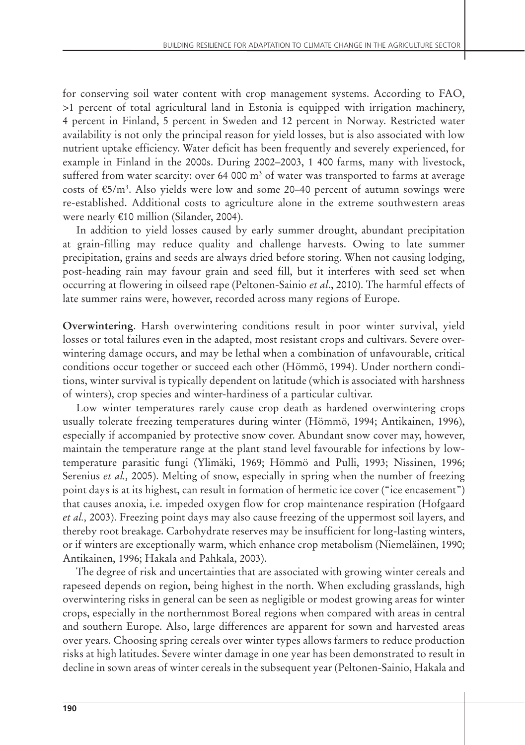for conserving soil water content with crop management systems. According to FAO, >1 percent of total agricultural land in Estonia is equipped with irrigation machinery, 4 percent in Finland, 5 percent in Sweden and 12 percent in Norway. Restricted water availability is not only the principal reason for yield losses, but is also associated with low nutrient uptake efficiency. Water deficit has been frequently and severely experienced, for example in Finland in the 2000s. During 2002–2003, 1 400 farms, many with livestock, suffered from water scarcity: over 64 000 $m^3$ of water was transported to farms at average costs of €5/$m^3$. Also yields were low and some 20–40 percent of autumn sowings were re-established. Additional costs to agriculture alone in the extreme southwestern areas were nearly €10 million (Silander, 2004).

In addition to yield losses caused by early summer drought, abundant precipitation at grain-filling may reduce quality and challenge harvests. Owing to late summer precipitation, grains and seeds are always dried before storing. When not causing lodging, post-heading rain may favour grain and seed fill, but it interferes with seed set when occurring at flowering in oilseed rape (Peltonen-Sainio *et al.*, 2010). The harmful effects of late summer rains were, however, recorded across many regions of Europe.

**Overwintering**. Harsh overwintering conditions result in poor winter survival, yield losses or total failures even in the adapted, most resistant crops and cultivars. Severe overwintering damage occurs, and may be lethal when a combination of unfavourable, critical conditions occur together or succeed each other (Hömmö, 1994). Under northern conditions, winter survival is typically dependent on latitude (which is associated with harshness of winters), crop species and winter-hardiness of a particular cultivar.

Low winter temperatures rarely cause crop death as hardened overwintering crops usually tolerate freezing temperatures during winter (Hömmö, 1994; Antikainen, 1996), especially if accompanied by protective snow cover. Abundant snow cover may, however, maintain the temperature range at the plant stand level favourable for infections by low-temperature parasitic fungi (Ylimäki, 1969; Hömmö and Pulli, 1993; Nissinen, 1996; Serenius *et al.,* 2005). Melting of snow, especially in spring when the number of freezing point days is at its highest, can result in formation of hermetic ice cover ("ice encasement") that causes anoxia, i.e. impeded oxygen flow for crop maintenance respiration (Hofgaard *et al.,* 2003). Freezing point days may also cause freezing of the uppermost soil layers, and thereby root breakage. Carbohydrate reserves may be insufficient for long-lasting winters, or if winters are exceptionally warm, which enhance crop metabolism (Niemeläinen, 1990; Antikainen, 1996; Hakala and Pahkala, 2003).

The degree of risk and uncertainties that are associated with growing winter cereals and rapeseed depends on region, being highest in the north. When excluding grasslands, high overwintering risks in general can be seen as negligible or modest growing areas for winter crops, especially in the northernmost Boreal regions when compared with areas in central and southern Europe. Also, large differences are apparent for sown and harvested areas over years. Choosing spring cereals over winter types allows farmers to reduce production risks at high latitudes. Severe winter damage in one year has been demonstrated to result in decline in sown areas of winter cereals in the subsequent year (Peltonen-Sainio, Hakala and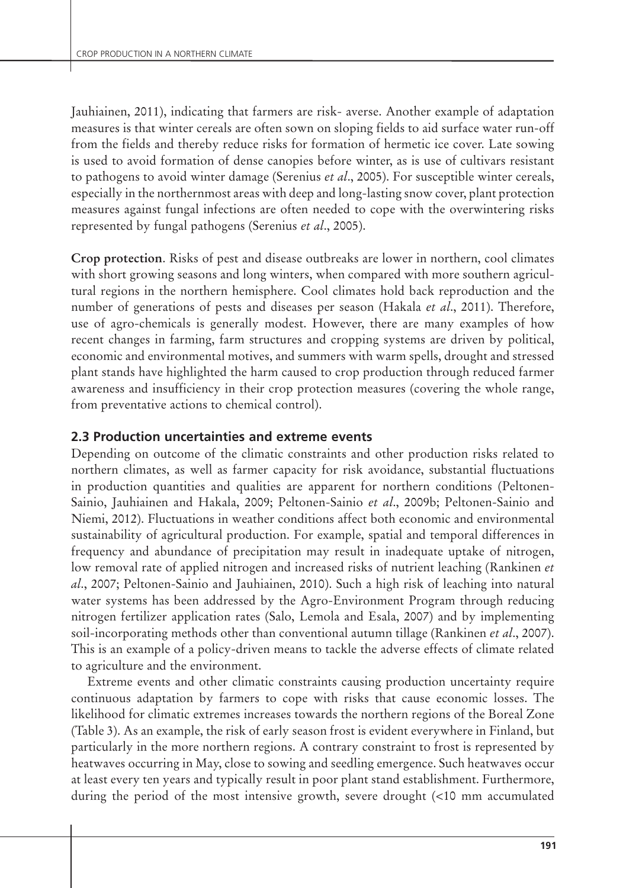Jauhiainen, 2011), indicating that farmers are risk- averse. Another example of adaptation measures is that winter cereals are often sown on sloping fields to aid surface water run-off from the fields and thereby reduce risks for formation of hermetic ice cover. Late sowing is used to avoid formation of dense canopies before winter, as is use of cultivars resistant to pathogens to avoid winter damage (Serenius *et al*., 2005). For susceptible winter cereals, especially in the northernmost areas with deep and long-lasting snow cover, plant protection measures against fungal infections are often needed to cope with the overwintering risks represented by fungal pathogens (Serenius *et al*., 2005).

**Crop protection**. Risks of pest and disease outbreaks are lower in northern, cool climates with short growing seasons and long winters, when compared with more southern agricultural regions in the northern hemisphere. Cool climates hold back reproduction and the number of generations of pests and diseases per season (Hakala *et al*., 2011). Therefore, use of agro-chemicals is generally modest. However, there are many examples of how recent changes in farming, farm structures and cropping systems are driven by political, economic and environmental motives, and summers with warm spells, drought and stressed plant stands have highlighted the harm caused to crop production through reduced farmer awareness and insufficiency in their crop protection measures (covering the whole range, from preventative actions to chemical control).

## 2.3 Production uncertainties and extreme events

Depending on outcome of the climatic constraints and other production risks related to northern climates, as well as farmer capacity for risk avoidance, substantial fluctuations in production quantities and qualities are apparent for northern conditions (Peltonen-Sainio, Jauhiainen and Hakala, 2009; Peltonen-Sainio *et al*., 2009b; Peltonen-Sainio and Niemi, 2012). Fluctuations in weather conditions affect both economic and environmental sustainability of agricultural production. For example, spatial and temporal differences in frequency and abundance of precipitation may result in inadequate uptake of nitrogen, low removal rate of applied nitrogen and increased risks of nutrient leaching (Rankinen *et al*., 2007; Peltonen-Sainio and Jauhiainen, 2010). Such a high risk of leaching into natural water systems has been addressed by the Agro-Environment Program through reducing nitrogen fertilizer application rates (Salo, Lemola and Esala, 2007) and by implementing soil-incorporating methods other than conventional autumn tillage (Rankinen *et al*., 2007). This is an example of a policy-driven means to tackle the adverse effects of climate related to agriculture and the environment.

Extreme events and other climatic constraints causing production uncertainty require continuous adaptation by farmers to cope with risks that cause economic losses. The likelihood for climatic extremes increases towards the northern regions of the Boreal Zone (Table 3). As an example, the risk of early season frost is evident everywhere in Finland, but particularly in the more northern regions. A contrary constraint to frost is represented by heatwaves occurring in May, close to sowing and seedling emergence. Such heatwaves occur at least every ten years and typically result in poor plant stand establishment. Furthermore, during the period of the most intensive growth, severe drought (<10 mm accumulated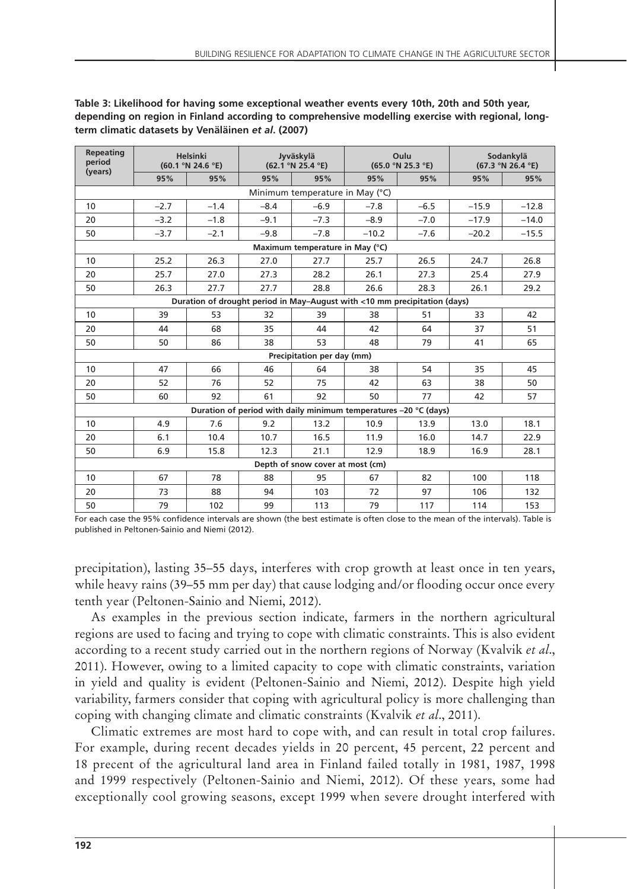**Table 3: Likelihood for having some exceptional weather events every 10th, 20th and 50th year, depending on region in Finland according to comprehensive modelling exercise with regional, long-term climatic datasets by Venäläinen *et al*. (2007)**

| Repeating period (years) | Helsinki (60.1 °N 24.6 °E) | | Jyväskylä (62.1 °N 25.4 °E) | | Oulu (65.0 °N 25.3 °E) | | Sodankylä (67.3 °N 26.4 °E) | |
|---|---|---|---|---|---|---|---|---|
| | 95% | 95% | 95% | 95% | 95% | 95% | 95% | 95% |
| | | | | Minimum temperature in May (°C) | | | | |
| 10 | –2.7 | –1.4 | –8.4 | –6.9 | –7.8 | –6.5 | –15.9 | –12.8 |
| 20 | –3.2 | –1.8 | –9.1 | –7.3 | –8.9 | –7.0 | –17.9 | –14.0 |
| 50 | –3.7 | –2.1 | –9.8 | –7.8 | –10.2 | –7.6 | –20.2 | –15.5 |
| | | | | **Maximum temperature in May (°C)** | | | | |
| 10 | 25.2 | 26.3 | 27.0 | 27.7 | 25.7 | 26.5 | 24.7 | 26.8 |
| 20 | 25.7 | 27.0 | 27.3 | 28.2 | 26.1 | 27.3 | 25.4 | 27.9 |
| 50 | 26.3 | 27.7 | 27.7 | 28.8 | 26.6 | 28.3 | 26.1 | 29.2 |
| | | | | **Duration of drought period in May–August with <10 mm precipitation (days)** | | | | |
| 10 | 39 | 53 | 32 | 39 | 38 | 51 | 33 | 42 |
| 20 | 44 | 68 | 35 | 44 | 42 | 64 | 37 | 51 |
| 50 | 50 | 86 | 38 | 53 | 48 | 79 | 41 | 65 |
| | | | | **Precipitation per day (mm)** | | | | |
| 10 | 47 | 66 | 46 | 64 | 38 | 54 | 35 | 45 |
| 20 | 52 | 76 | 52 | 75 | 42 | 63 | 38 | 50 |
| 50 | 60 | 92 | 61 | 92 | 50 | 77 | 42 | 57 |
| | | | | **Duration of period with daily minimum temperatures –20 °C (days)** | | | | |
| 10 | 4.9 | 7.6 | 9.2 | 13.2 | 10.9 | 13.9 | 13.0 | 18.1 |
| 20 | 6.1 | 10.4 | 10.7 | 16.5 | 11.9 | 16.0 | 14.7 | 22.9 |
| 50 | 6.9 | 15.8 | 12.3 | 21.1 | 12.9 | 18.9 | 16.9 | 28.1 |
| | | | | **Depth of snow cover at most (cm)** | | | | |
| 10 | 67 | 78 | 88 | 95 | 67 | 82 | 100 | 118 |
| 20 | 73 | 88 | 94 | 103 | 72 | 97 | 106 | 132 |
| 50 | 79 | 102 | 99 | 113 | 79 | 117 | 114 | 153 |

For each case the 95% confidence intervals are shown (the best estimate is often close to the mean of the intervals). Table is published in Peltonen-Sainio and Niemi (2012).

precipitation), lasting 35–55 days, interferes with crop growth at least once in ten years, while heavy rains (39–55 mm per day) that cause lodging and/or flooding occur once every tenth year (Peltonen-Sainio and Niemi, 2012).

As examples in the previous section indicate, farmers in the northern agricultural regions are used to facing and trying to cope with climatic constraints. This is also evident according to a recent study carried out in the northern regions of Norway (Kvalvik *et al*., 2011). However, owing to a limited capacity to cope with climatic constraints, variation in yield and quality is evident (Peltonen-Sainio and Niemi, 2012). Despite high yield variability, farmers consider that coping with agricultural policy is more challenging than coping with changing climate and climatic constraints (Kvalvik *et al*., 2011).

Climatic extremes are most hard to cope with, and can result in total crop failures. For example, during recent decades yields in 20 percent, 45 percent, 22 percent and 18 precent of the agricultural land area in Finland failed totally in 1981, 1987, 1998 and 1999 respectively (Peltonen-Sainio and Niemi, 2012). Of these years, some had exceptionally cool growing seasons, except 1999 when severe drought interfered with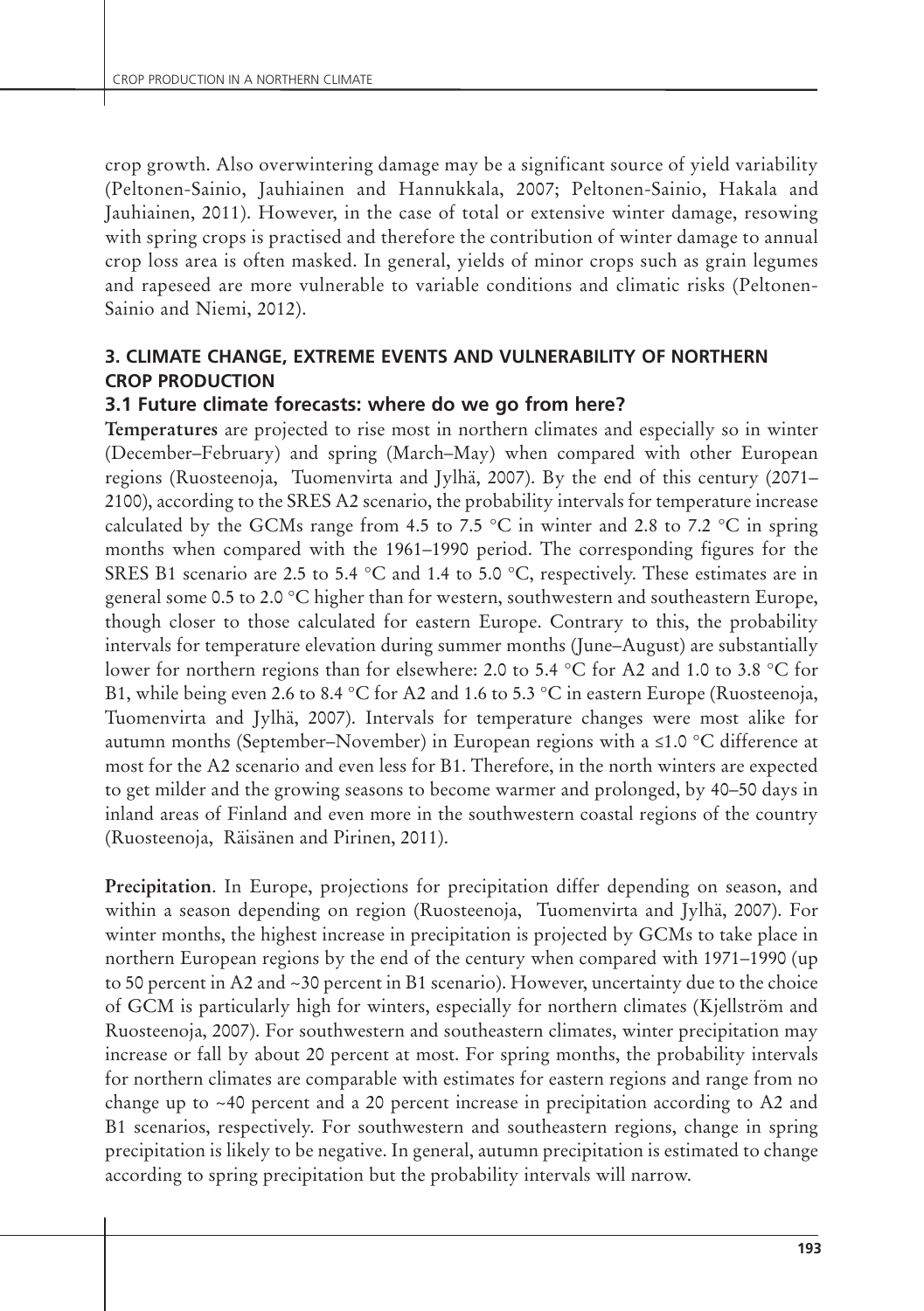crop growth. Also overwintering damage may be a significant source of yield variability (Peltonen-Sainio, Jauhiainen and Hannukkala, 2007; Peltonen-Sainio, Hakala and Jauhiainen, 2011). However, in the case of total or extensive winter damage, resowing with spring crops is practised and therefore the contribution of winter damage to annual crop loss area is often masked. In general, yields of minor crops such as grain legumes and rapeseed are more vulnerable to variable conditions and climatic risks (Peltonen-Sainio and Niemi, 2012).

## 3. CLIMATE CHANGE, EXTREME EVENTS AND VULNERABILITY OF NORTHERN CROP PRODUCTION

### 3.1 Future climate forecasts: where do we go from here?

**Temperatures** are projected to rise most in northern climates and especially so in winter (December–February) and spring (March–May) when compared with other European regions (Ruosteenoja, Tuomenvirta and Jylhä, 2007). By the end of this century (2071–2100), according to the SRES A2 scenario, the probability intervals for temperature increase calculated by the GCMs range from 4.5 to 7.5 °C in winter and 2.8 to 7.2 °C in spring months when compared with the 1961–1990 period. The corresponding figures for the SRES B1 scenario are 2.5 to 5.4 °C and 1.4 to 5.0 °C, respectively. These estimates are in general some 0.5 to 2.0 °C higher than for western, southwestern and southeastern Europe, though closer to those calculated for eastern Europe. Contrary to this, the probability intervals for temperature elevation during summer months (June–August) are substantially lower for northern regions than for elsewhere: 2.0 to 5.4 °C for A2 and 1.0 to 3.8 °C for B1, while being even 2.6 to 8.4 °C for A2 and 1.6 to 5.3 °C in eastern Europe (Ruosteenoja, Tuomenvirta and Jylhä, 2007). Intervals for temperature changes were most alike for autumn months (September–November) in European regions with a ≤1.0 °C difference at most for the A2 scenario and even less for B1. Therefore, in the north winters are expected to get milder and the growing seasons to become warmer and prolonged, by 40–50 days in inland areas of Finland and even more in the southwestern coastal regions of the country (Ruosteenoja, Räisänen and Pirinen, 2011).

**Precipitation**. In Europe, projections for precipitation differ depending on season, and within a season depending on region (Ruosteenoja, Tuomenvirta and Jylhä, 2007). For winter months, the highest increase in precipitation is projected by GCMs to take place in northern European regions by the end of the century when compared with 1971–1990 (up to 50 percent in A2 and ~30 percent in B1 scenario). However, uncertainty due to the choice of GCM is particularly high for winters, especially for northern climates (Kjellström and Ruosteenoja, 2007). For southwestern and southeastern climates, winter precipitation may increase or fall by about 20 percent at most. For spring months, the probability intervals for northern climates are comparable with estimates for eastern regions and range from no change up to ~40 percent and a 20 percent increase in precipitation according to A2 and B1 scenarios, respectively. For southwestern and southeastern regions, change in spring precipitation is likely to be negative. In general, autumn precipitation is estimated to change according to spring precipitation but the probability intervals will narrow.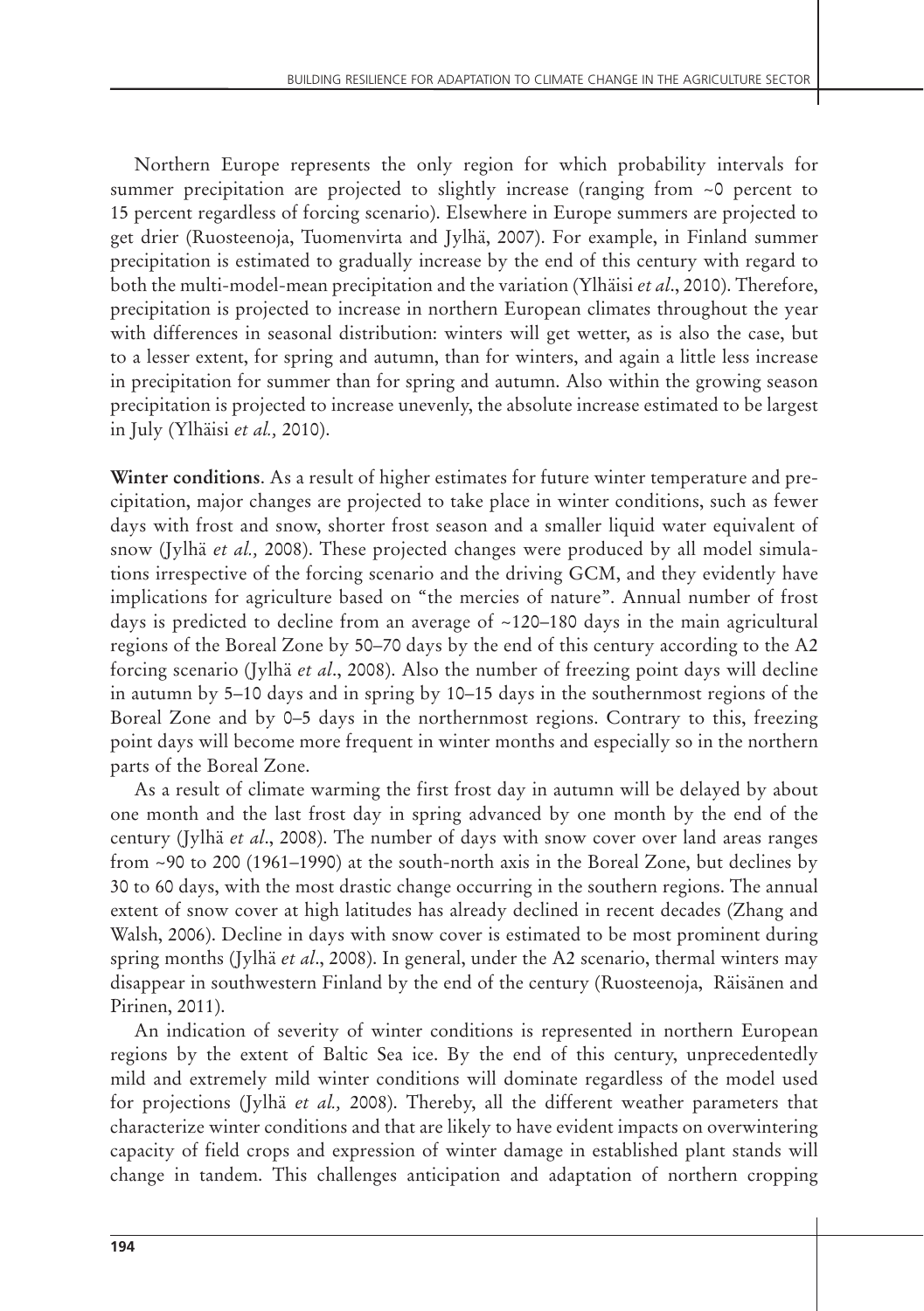Northern Europe represents the only region for which probability intervals for summer precipitation are projected to slightly increase (ranging from ~0 percent to 15 percent regardless of forcing scenario). Elsewhere in Europe summers are projected to get drier (Ruosteenoja, Tuomenvirta and Jylhä, 2007). For example, in Finland summer precipitation is estimated to gradually increase by the end of this century with regard to both the multi-model-mean precipitation and the variation (Ylhäisi *et al*., 2010). Therefore, precipitation is projected to increase in northern European climates throughout the year with differences in seasonal distribution: winters will get wetter, as is also the case, but to a lesser extent, for spring and autumn, than for winters, and again a little less increase in precipitation for summer than for spring and autumn. Also within the growing season precipitation is projected to increase unevenly, the absolute increase estimated to be largest in July (Ylhäisi *et al.,* 2010).

**Winter conditions**. As a result of higher estimates for future winter temperature and precipitation, major changes are projected to take place in winter conditions, such as fewer days with frost and snow, shorter frost season and a smaller liquid water equivalent of snow (Jylhä *et al.,* 2008). These projected changes were produced by all model simulations irrespective of the forcing scenario and the driving GCM, and they evidently have implications for agriculture based on "the mercies of nature". Annual number of frost days is predicted to decline from an average of ~120–180 days in the main agricultural regions of the Boreal Zone by 50–70 days by the end of this century according to the A2 forcing scenario (Jylhä *et al*., 2008). Also the number of freezing point days will decline in autumn by 5–10 days and in spring by 10–15 days in the southernmost regions of the Boreal Zone and by 0–5 days in the northernmost regions. Contrary to this, freezing point days will become more frequent in winter months and especially so in the northern parts of the Boreal Zone.

As a result of climate warming the first frost day in autumn will be delayed by about one month and the last frost day in spring advanced by one month by the end of the century (Jylhä *et al*., 2008). The number of days with snow cover over land areas ranges from ~90 to 200 (1961–1990) at the south-north axis in the Boreal Zone, but declines by 30 to 60 days, with the most drastic change occurring in the southern regions. The annual extent of snow cover at high latitudes has already declined in recent decades (Zhang and Walsh, 2006). Decline in days with snow cover is estimated to be most prominent during spring months (Jylhä *et al*., 2008). In general, under the A2 scenario, thermal winters may disappear in southwestern Finland by the end of the century (Ruosteenoja, Räisänen and Pirinen, 2011).

An indication of severity of winter conditions is represented in northern European regions by the extent of Baltic Sea ice. By the end of this century, unprecedentedly mild and extremely mild winter conditions will dominate regardless of the model used for projections (Jylhä *et al.,* 2008). Thereby, all the different weather parameters that characterize winter conditions and that are likely to have evident impacts on overwintering capacity of field crops and expression of winter damage in established plant stands will change in tandem. This challenges anticipation and adaptation of northern cropping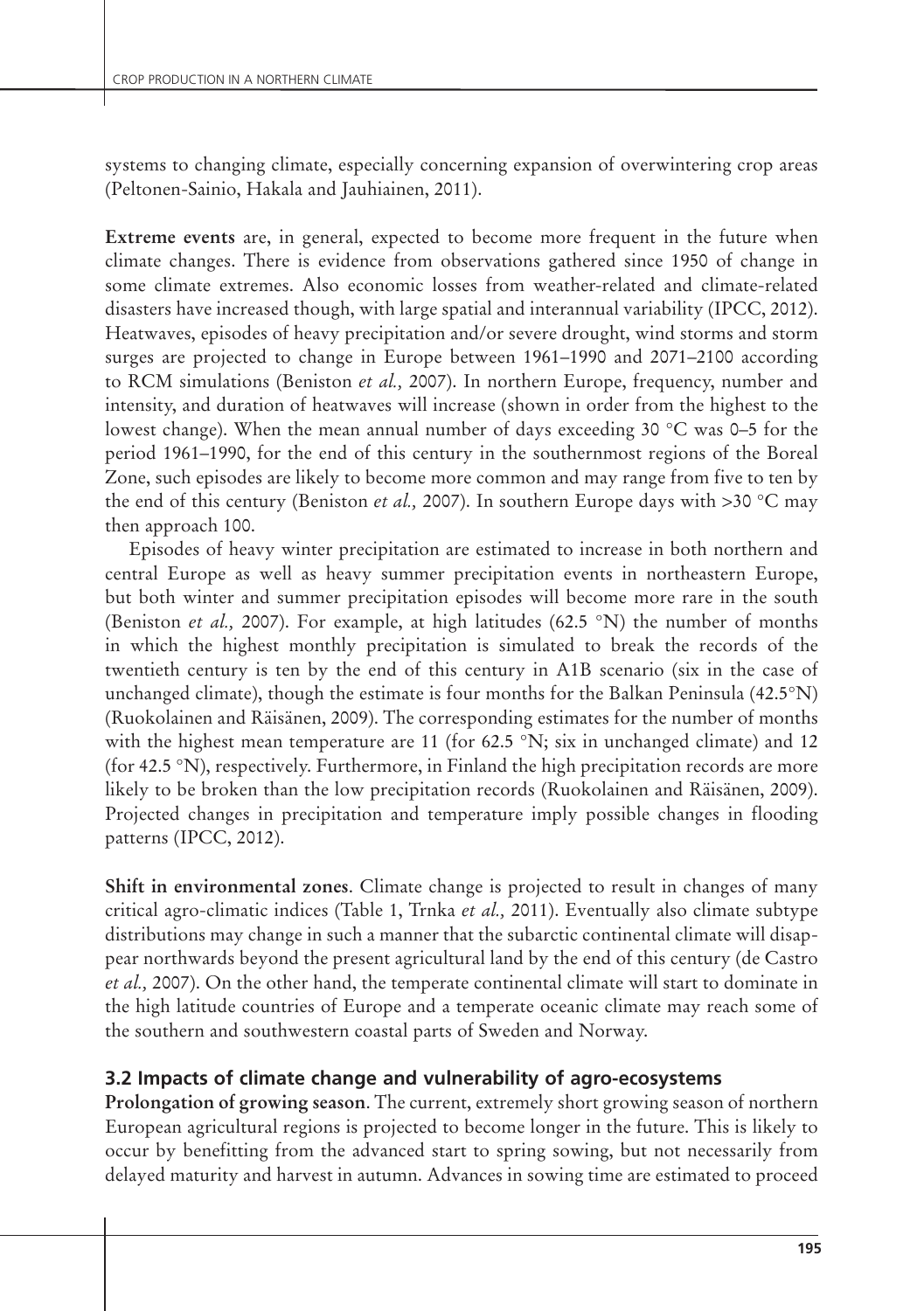systems to changing climate, especially concerning expansion of overwintering crop areas (Peltonen-Sainio, Hakala and Jauhiainen, 2011).

**Extreme events** are, in general, expected to become more frequent in the future when climate changes. There is evidence from observations gathered since 1950 of change in some climate extremes. Also economic losses from weather-related and climate-related disasters have increased though, with large spatial and interannual variability (IPCC, 2012). Heatwaves, episodes of heavy precipitation and/or severe drought, wind storms and storm surges are projected to change in Europe between 1961–1990 and 2071–2100 according to RCM simulations (Beniston *et al.,* 2007). In northern Europe, frequency, number and intensity, and duration of heatwaves will increase (shown in order from the highest to the lowest change). When the mean annual number of days exceeding 30 °C was 0–5 for the period 1961–1990, for the end of this century in the southernmost regions of the Boreal Zone, such episodes are likely to become more common and may range from five to ten by the end of this century (Beniston *et al.,* 2007). In southern Europe days with >30 °C may then approach 100.

Episodes of heavy winter precipitation are estimated to increase in both northern and central Europe as well as heavy summer precipitation events in northeastern Europe, but both winter and summer precipitation episodes will become more rare in the south (Beniston *et al.,* 2007). For example, at high latitudes (62.5 °N) the number of months in which the highest monthly precipitation is simulated to break the records of the twentieth century is ten by the end of this century in A1B scenario (six in the case of unchanged climate), though the estimate is four months for the Balkan Peninsula (42.5°N) (Ruokolainen and Räisänen, 2009). The corresponding estimates for the number of months with the highest mean temperature are 11 (for 62.5 °N; six in unchanged climate) and 12 (for 42.5 °N), respectively. Furthermore, in Finland the high precipitation records are more likely to be broken than the low precipitation records (Ruokolainen and Räisänen, 2009). Projected changes in precipitation and temperature imply possible changes in flooding patterns (IPCC, 2012).

**Shift in environmental zones**. Climate change is projected to result in changes of many critical agro-climatic indices (Table 1, Trnka *et al.,* 2011). Eventually also climate subtype distributions may change in such a manner that the subarctic continental climate will disappear northwards beyond the present agricultural land by the end of this century (de Castro *et al.,* 2007). On the other hand, the temperate continental climate will start to dominate in the high latitude countries of Europe and a temperate oceanic climate may reach some of the southern and southwestern coastal parts of Sweden and Norway.

### 3.2 Impacts of climate change and vulnerability of agro-ecosystems

**Prolongation of growing season**. The current, extremely short growing season of northern European agricultural regions is projected to become longer in the future. This is likely to occur by benefitting from the advanced start to spring sowing, but not necessarily from delayed maturity and harvest in autumn. Advances in sowing time are estimated to proceed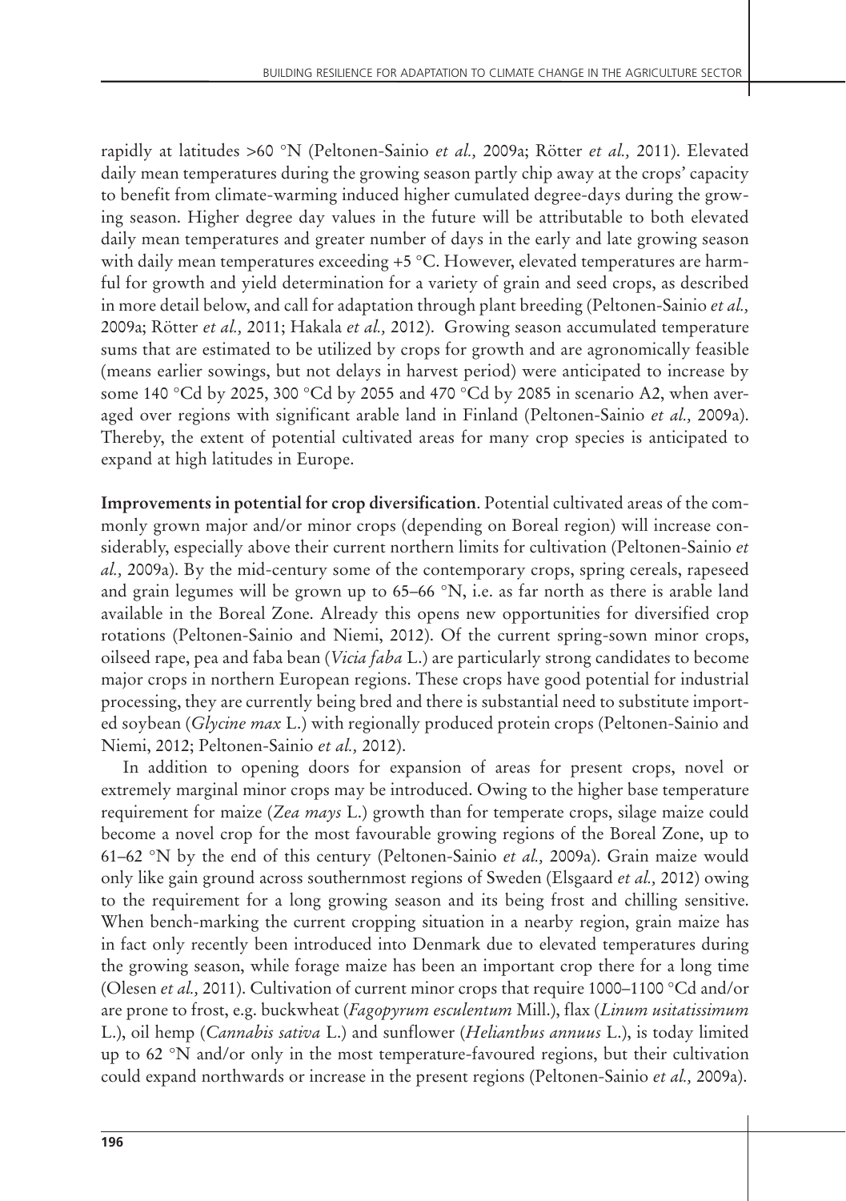rapidly at latitudes >60 °N (Peltonen-Sainio *et al.,* 2009a; Rötter *et al.,* 2011). Elevated daily mean temperatures during the growing season partly chip away at the crops' capacity to benefit from climate-warming induced higher cumulated degree-days during the growing season. Higher degree day values in the future will be attributable to both elevated daily mean temperatures and greater number of days in the early and late growing season with daily mean temperatures exceeding +5 °C. However, elevated temperatures are harmful for growth and yield determination for a variety of grain and seed crops, as described in more detail below, and call for adaptation through plant breeding (Peltonen-Sainio *et al.,* 2009a; Rötter *et al.,* 2011; Hakala *et al.,* 2012). Growing season accumulated temperature sums that are estimated to be utilized by crops for growth and are agronomically feasible (means earlier sowings, but not delays in harvest period) were anticipated to increase by some 140 °Cd by 2025, 300 °Cd by 2055 and 470 °Cd by 2085 in scenario A2, when averaged over regions with significant arable land in Finland (Peltonen-Sainio *et al.,* 2009a). Thereby, the extent of potential cultivated areas for many crop species is anticipated to expand at high latitudes in Europe.

**Improvements in potential for crop diversification**. Potential cultivated areas of the commonly grown major and/or minor crops (depending on Boreal region) will increase considerably, especially above their current northern limits for cultivation (Peltonen-Sainio *et al.,* 2009a). By the mid-century some of the contemporary crops, spring cereals, rapeseed and grain legumes will be grown up to 65–66 °N, i.e. as far north as there is arable land available in the Boreal Zone. Already this opens new opportunities for diversified crop rotations (Peltonen-Sainio and Niemi, 2012). Of the current spring-sown minor crops, oilseed rape, pea and faba bean (*Vicia faba* L.) are particularly strong candidates to become major crops in northern European regions. These crops have good potential for industrial processing, they are currently being bred and there is substantial need to substitute imported soybean (*Glycine max* L.) with regionally produced protein crops (Peltonen-Sainio and Niemi, 2012; Peltonen-Sainio *et al.,* 2012).

In addition to opening doors for expansion of areas for present crops, novel or extremely marginal minor crops may be introduced. Owing to the higher base temperature requirement for maize (*Zea mays* L.) growth than for temperate crops, silage maize could become a novel crop for the most favourable growing regions of the Boreal Zone, up to 61–62 °N by the end of this century (Peltonen-Sainio *et al.,* 2009a). Grain maize would only like gain ground across southernmost regions of Sweden (Elsgaard *et al.,* 2012) owing to the requirement for a long growing season and its being frost and chilling sensitive. When bench-marking the current cropping situation in a nearby region, grain maize has in fact only recently been introduced into Denmark due to elevated temperatures during the growing season, while forage maize has been an important crop there for a long time (Olesen *et al.,* 2011). Cultivation of current minor crops that require 1000–1100 °Cd and/or are prone to frost, e.g. buckwheat (*Fagopyrum esculentum* Mill.), flax (*Linum usitatissimum* L.), oil hemp (*Cannabis sativa* L.) and sunflower (*Helianthus annuus* L.), is today limited up to 62 °N and/or only in the most temperature-favoured regions, but their cultivation could expand northwards or increase in the present regions (Peltonen-Sainio *et al.,* 2009a).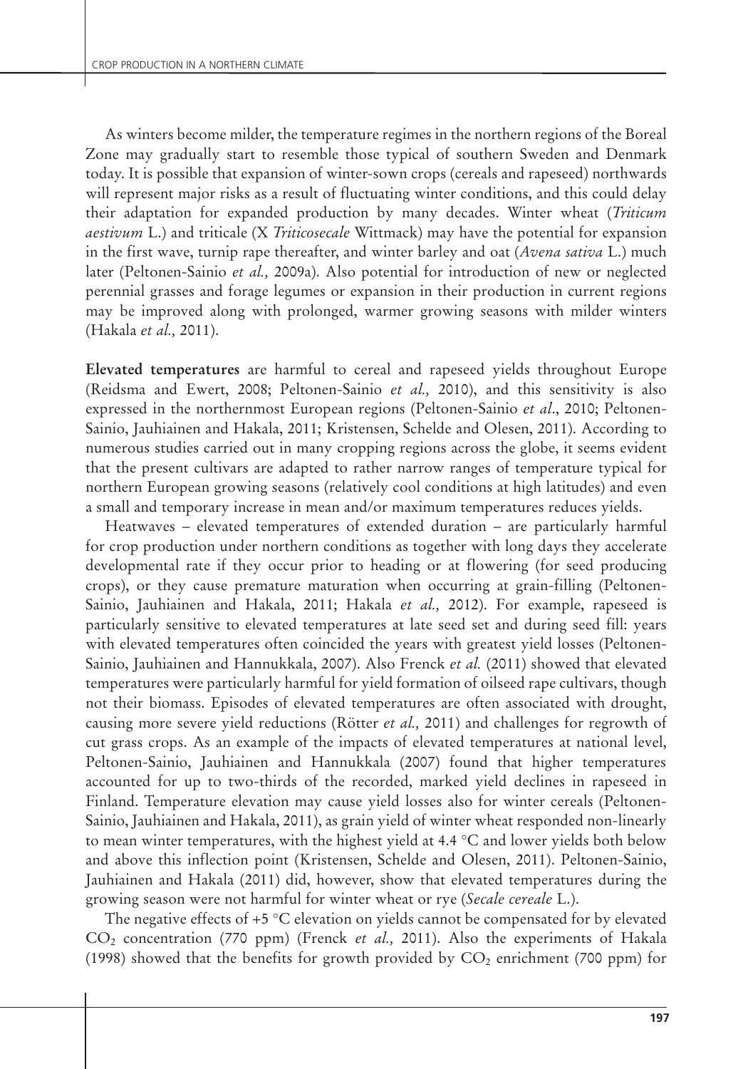As winters become milder, the temperature regimes in the northern regions of the Boreal Zone may gradually start to resemble those typical of southern Sweden and Denmark today. It is possible that expansion of winter-sown crops (cereals and rapeseed) northwards will represent major risks as a result of fluctuating winter conditions, and this could delay their adaptation for expanded production by many decades. Winter wheat (*Triticum aestivum* L.) and triticale (X *Triticosecale* Wittmack) may have the potential for expansion in the first wave, turnip rape thereafter, and winter barley and oat (*Avena sativa* L.) much later (Peltonen-Sainio *et al.,* 2009a). Also potential for introduction of new or neglected perennial grasses and forage legumes or expansion in their production in current regions may be improved along with prolonged, warmer growing seasons with milder winters (Hakala *et al.,* 2011).

**Elevated temperatures** are harmful to cereal and rapeseed yields throughout Europe (Reidsma and Ewert, 2008; Peltonen-Sainio *et al.,* 2010), and this sensitivity is also expressed in the northernmost European regions (Peltonen-Sainio *et al*., 2010; Peltonen-Sainio, Jauhiainen and Hakala, 2011; Kristensen, Schelde and Olesen, 2011). According to numerous studies carried out in many cropping regions across the globe, it seems evident that the present cultivars are adapted to rather narrow ranges of temperature typical for northern European growing seasons (relatively cool conditions at high latitudes) and even a small and temporary increase in mean and/or maximum temperatures reduces yields.

Heatwaves – elevated temperatures of extended duration – are particularly harmful for crop production under northern conditions as together with long days they accelerate developmental rate if they occur prior to heading or at flowering (for seed producing crops), or they cause premature maturation when occurring at grain-filling (Peltonen-Sainio, Jauhiainen and Hakala, 2011; Hakala *et al.,* 2012). For example, rapeseed is particularly sensitive to elevated temperatures at late seed set and during seed fill: years with elevated temperatures often coincided the years with greatest yield losses (Peltonen-Sainio, Jauhiainen and Hannukkala, 2007). Also Frenck *et al.* (2011) showed that elevated temperatures were particularly harmful for yield formation of oilseed rape cultivars, though not their biomass. Episodes of elevated temperatures are often associated with drought, causing more severe yield reductions (Rötter *et al.,* 2011) and challenges for regrowth of cut grass crops. As an example of the impacts of elevated temperatures at national level, Peltonen-Sainio, Jauhiainen and Hannukkala (2007) found that higher temperatures accounted for up to two-thirds of the recorded, marked yield declines in rapeseed in Finland. Temperature elevation may cause yield losses also for winter cereals (Peltonen-Sainio, Jauhiainen and Hakala, 2011), as grain yield of winter wheat responded non-linearly to mean winter temperatures, with the highest yield at 4.4 °C and lower yields both below and above this inflection point (Kristensen, Schelde and Olesen, 2011). Peltonen-Sainio, Jauhiainen and Hakala (2011) did, however, show that elevated temperatures during the growing season were not harmful for winter wheat or rye (*Secale cereale* L.).

The negative effects of +5 °C elevation on yields cannot be compensated for by elevated $CO_2$ concentration (770 ppm) (Frenck *et al.,* 2011). Also the experiments of Hakala (1998) showed that the benefits for growth provided by $CO_2$ enrichment (700 ppm) for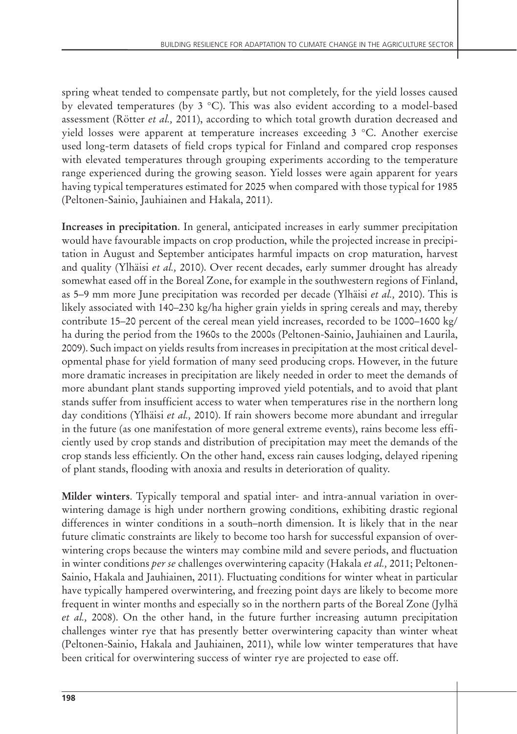spring wheat tended to compensate partly, but not completely, for the yield losses caused by elevated temperatures (by 3 °C). This was also evident according to a model-based assessment (Rötter *et al.,* 2011), according to which total growth duration decreased and yield losses were apparent at temperature increases exceeding 3 °C. Another exercise used long-term datasets of field crops typical for Finland and compared crop responses with elevated temperatures through grouping experiments according to the temperature range experienced during the growing season. Yield losses were again apparent for years having typical temperatures estimated for 2025 when compared with those typical for 1985 (Peltonen-Sainio, Jauhiainen and Hakala, 2011).

**Increases in precipitation**. In general, anticipated increases in early summer precipitation would have favourable impacts on crop production, while the projected increase in precipitation in August and September anticipates harmful impacts on crop maturation, harvest and quality (Ylhäisi *et al.,* 2010). Over recent decades, early summer drought has already somewhat eased off in the Boreal Zone, for example in the southwestern regions of Finland, as 5–9 mm more June precipitation was recorded per decade (Ylhäisi *et al.,* 2010). This is likely associated with 140–230 kg/ha higher grain yields in spring cereals and may, thereby contribute 15–20 percent of the cereal mean yield increases, recorded to be 1000–1600 kg/ha during the period from the 1960s to the 2000s (Peltonen-Sainio, Jauhiainen and Laurila, 2009). Such impact on yields results from increases in precipitation at the most critical developmental phase for yield formation of many seed producing crops. However, in the future more dramatic increases in precipitation are likely needed in order to meet the demands of more abundant plant stands supporting improved yield potentials, and to avoid that plant stands suffer from insufficient access to water when temperatures rise in the northern long day conditions (Ylhäisi *et al.,* 2010). If rain showers become more abundant and irregular in the future (as one manifestation of more general extreme events), rains become less efficiently used by crop stands and distribution of precipitation may meet the demands of the crop stands less efficiently. On the other hand, excess rain causes lodging, delayed ripening of plant stands, flooding with anoxia and results in deterioration of quality.

**Milder winters**. Typically temporal and spatial inter- and intra-annual variation in overwintering damage is high under northern growing conditions, exhibiting drastic regional differences in winter conditions in a south–north dimension. It is likely that in the near future climatic constraints are likely to become too harsh for successful expansion of overwintering crops because the winters may combine mild and severe periods, and fluctuation in winter conditions *per se* challenges overwintering capacity (Hakala *et al.,* 2011; Peltonen-Sainio, Hakala and Jauhiainen, 2011). Fluctuating conditions for winter wheat in particular have typically hampered overwintering, and freezing point days are likely to become more frequent in winter months and especially so in the northern parts of the Boreal Zone (Jylhä *et al.,* 2008). On the other hand, in the future further increasing autumn precipitation challenges winter rye that has presently better overwintering capacity than winter wheat (Peltonen-Sainio, Hakala and Jauhiainen, 2011), while low winter temperatures that have been critical for overwintering success of winter rye are projected to ease off.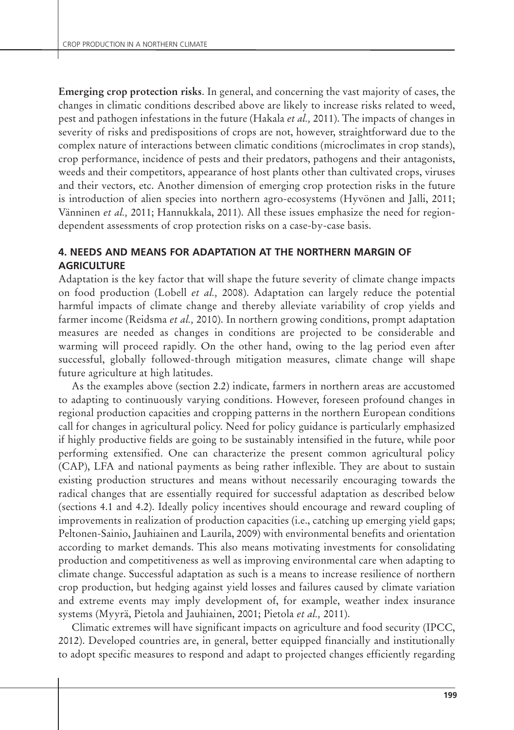**Emerging crop protection risks**. In general, and concerning the vast majority of cases, the changes in climatic conditions described above are likely to increase risks related to weed, pest and pathogen infestations in the future (Hakala *et al.,* 2011). The impacts of changes in severity of risks and predispositions of crops are not, however, straightforward due to the complex nature of interactions between climatic conditions (microclimates in crop stands), crop performance, incidence of pests and their predators, pathogens and their antagonists, weeds and their competitors, appearance of host plants other than cultivated crops, viruses and their vectors, etc. Another dimension of emerging crop protection risks in the future is introduction of alien species into northern agro-ecosystems (Hyvönen and Jalli, 2011; Vänninen *et al.,* 2011; Hannukkala, 2011). All these issues emphasize the need for region-dependent assessments of crop protection risks on a case-by-case basis.

## 4. NEEDS AND MEANS FOR ADAPTATION AT THE NORTHERN MARGIN OF AGRICULTURE

Adaptation is the key factor that will shape the future severity of climate change impacts on food production (Lobell *et al.,* 2008). Adaptation can largely reduce the potential harmful impacts of climate change and thereby alleviate variability of crop yields and farmer income (Reidsma *et al.,* 2010). In northern growing conditions, prompt adaptation measures are needed as changes in conditions are projected to be considerable and warming will proceed rapidly. On the other hand, owing to the lag period even after successful, globally followed-through mitigation measures, climate change will shape future agriculture at high latitudes.

As the examples above (section 2.2) indicate, farmers in northern areas are accustomed to adapting to continuously varying conditions. However, foreseen profound changes in regional production capacities and cropping patterns in the northern European conditions call for changes in agricultural policy. Need for policy guidance is particularly emphasized if highly productive fields are going to be sustainably intensified in the future, while poor performing extensified. One can characterize the present common agricultural policy (CAP), LFA and national payments as being rather inflexible. They are about to sustain existing production structures and means without necessarily encouraging towards the radical changes that are essentially required for successful adaptation as described below (sections 4.1 and 4.2). Ideally policy incentives should encourage and reward coupling of improvements in realization of production capacities (i.e., catching up emerging yield gaps; Peltonen-Sainio, Jauhiainen and Laurila, 2009) with environmental benefits and orientation according to market demands. This also means motivating investments for consolidating production and competitiveness as well as improving environmental care when adapting to climate change. Successful adaptation as such is a means to increase resilience of northern crop production, but hedging against yield losses and failures caused by climate variation and extreme events may imply development of, for example, weather index insurance systems (Myyrä, Pietola and Jauhiainen, 2001; Pietola *et al.,* 2011).

Climatic extremes will have significant impacts on agriculture and food security (IPCC, 2012). Developed countries are, in general, better equipped financially and institutionally to adopt specific measures to respond and adapt to projected changes efficiently regarding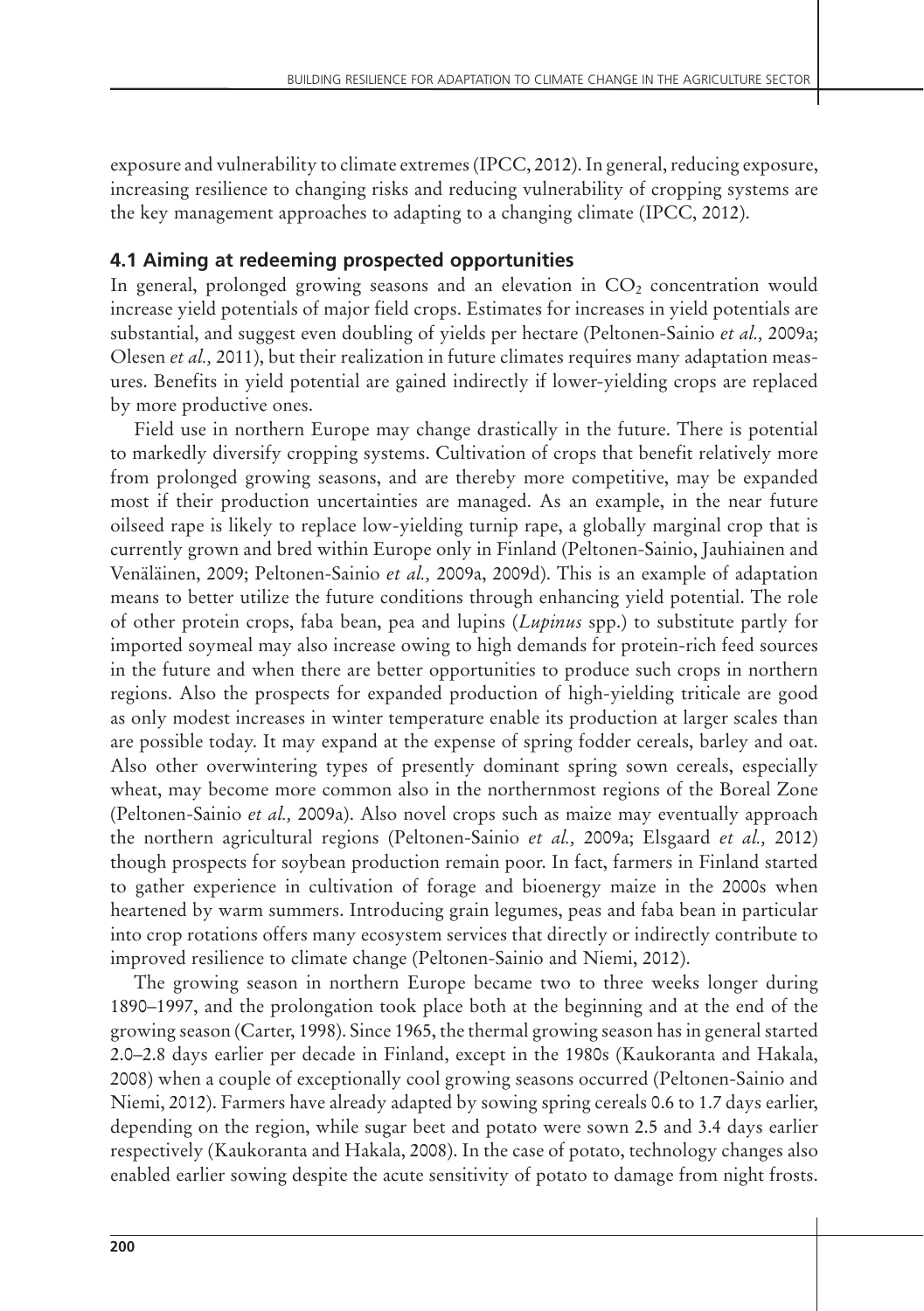exposure and vulnerability to climate extremes (IPCC, 2012). In general, reducing exposure, increasing resilience to changing risks and reducing vulnerability of cropping systems are the key management approaches to adapting to a changing climate (IPCC, 2012).

### 4.1 Aiming at redeeming prospected opportunities

In general, prolonged growing seasons and an elevation in $CO_2$ concentration would increase yield potentials of major field crops. Estimates for increases in yield potentials are substantial, and suggest even doubling of yields per hectare (Peltonen-Sainio *et al.,* 2009a; Olesen *et al.,* 2011), but their realization in future climates requires many adaptation measures. Benefits in yield potential are gained indirectly if lower-yielding crops are replaced by more productive ones.

Field use in northern Europe may change drastically in the future. There is potential to markedly diversify cropping systems. Cultivation of crops that benefit relatively more from prolonged growing seasons, and are thereby more competitive, may be expanded most if their production uncertainties are managed. As an example, in the near future oilseed rape is likely to replace low-yielding turnip rape, a globally marginal crop that is currently grown and bred within Europe only in Finland (Peltonen-Sainio, Jauhiainen and Venäläinen, 2009; Peltonen-Sainio *et al.,* 2009a, 2009d). This is an example of adaptation means to better utilize the future conditions through enhancing yield potential. The role of other protein crops, faba bean, pea and lupins (*Lupinus* spp.) to substitute partly for imported soymeal may also increase owing to high demands for protein-rich feed sources in the future and when there are better opportunities to produce such crops in northern regions. Also the prospects for expanded production of high-yielding triticale are good as only modest increases in winter temperature enable its production at larger scales than are possible today. It may expand at the expense of spring fodder cereals, barley and oat. Also other overwintering types of presently dominant spring sown cereals, especially wheat, may become more common also in the northernmost regions of the Boreal Zone (Peltonen-Sainio *et al.,* 2009a). Also novel crops such as maize may eventually approach the northern agricultural regions (Peltonen-Sainio *et al.,* 2009a; Elsgaard *et al.,* 2012) though prospects for soybean production remain poor. In fact, farmers in Finland started to gather experience in cultivation of forage and bioenergy maize in the 2000s when heartened by warm summers. Introducing grain legumes, peas and faba bean in particular into crop rotations offers many ecosystem services that directly or indirectly contribute to improved resilience to climate change (Peltonen-Sainio and Niemi, 2012).

The growing season in northern Europe became two to three weeks longer during 1890–1997, and the prolongation took place both at the beginning and at the end of the growing season (Carter, 1998). Since 1965, the thermal growing season has in general started 2.0–2.8 days earlier per decade in Finland, except in the 1980s (Kaukoranta and Hakala, 2008) when a couple of exceptionally cool growing seasons occurred (Peltonen-Sainio and Niemi, 2012). Farmers have already adapted by sowing spring cereals 0.6 to 1.7 days earlier, depending on the region, while sugar beet and potato were sown 2.5 and 3.4 days earlier respectively (Kaukoranta and Hakala, 2008). In the case of potato, technology changes also enabled earlier sowing despite the acute sensitivity of potato to damage from night frosts.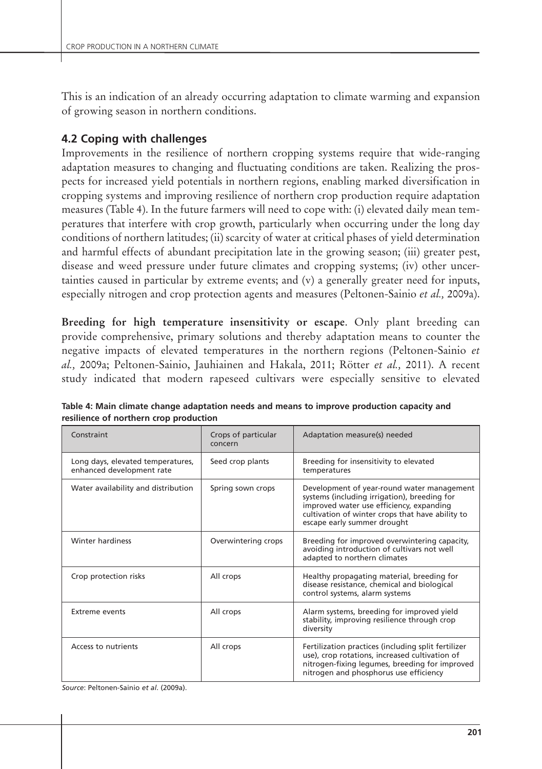This is an indication of an already occurring adaptation to climate warming and expansion of growing season in northern conditions.

### 4.2 Coping with challenges

Improvements in the resilience of northern cropping systems require that wide-ranging adaptation measures to changing and fluctuating conditions are taken. Realizing the prospects for increased yield potentials in northern regions, enabling marked diversification in cropping systems and improving resilience of northern crop production require adaptation measures (Table 4). In the future farmers will need to cope with: (i) elevated daily mean temperatures that interfere with crop growth, particularly when occurring under the long day conditions of northern latitudes; (ii) scarcity of water at critical phases of yield determination and harmful effects of abundant precipitation late in the growing season; (iii) greater pest, disease and weed pressure under future climates and cropping systems; (iv) other uncertainties caused in particular by extreme events; and (v) a generally greater need for inputs, especially nitrogen and crop protection agents and measures (Peltonen-Sainio *et al.,* 2009a).

**Breeding for high temperature insensitivity or escape**. Only plant breeding can provide comprehensive, primary solutions and thereby adaptation means to counter the negative impacts of elevated temperatures in the northern regions (Peltonen-Sainio *et al.,* 2009a; Peltonen-Sainio, Jauhiainen and Hakala, 2011; Rötter *et al.,* 2011). A recent study indicated that modern rapeseed cultivars were especially sensitive to elevated

**Table 4: Main climate change adaptation needs and means to improve production capacity and resilience of northern crop production**

| Constraint | Crops of particular concern | Adaptation measure(s) needed |
|---|---|---|
| Long days, elevated temperatures, enhanced development rate | Seed crop plants | Breeding for insensitivity to elevated temperatures |
| Water availability and distribution | Spring sown crops | Development of year-round water management systems (including irrigation), breeding for improved water use efficiency, expanding cultivation of winter crops that have ability to escape early summer drought |
| Winter hardiness | Overwintering crops | Breeding for improved overwintering capacity, avoiding introduction of cultivars not well adapted to northern climates |
| Crop protection risks | All crops | Healthy propagating material, breeding for disease resistance, chemical and biological control systems, alarm systems |
| Extreme events | All crops | Alarm systems, breeding for improved yield stability, improving resilience through crop diversity |
| Access to nutrients | All crops | Fertilization practices (including split fertilizer use), crop rotations, increased cultivation of nitrogen-fixing legumes, breeding for improved nitrogen and phosphorus use efficiency |

*Source*: Peltonen-Sainio *et al.* (2009a).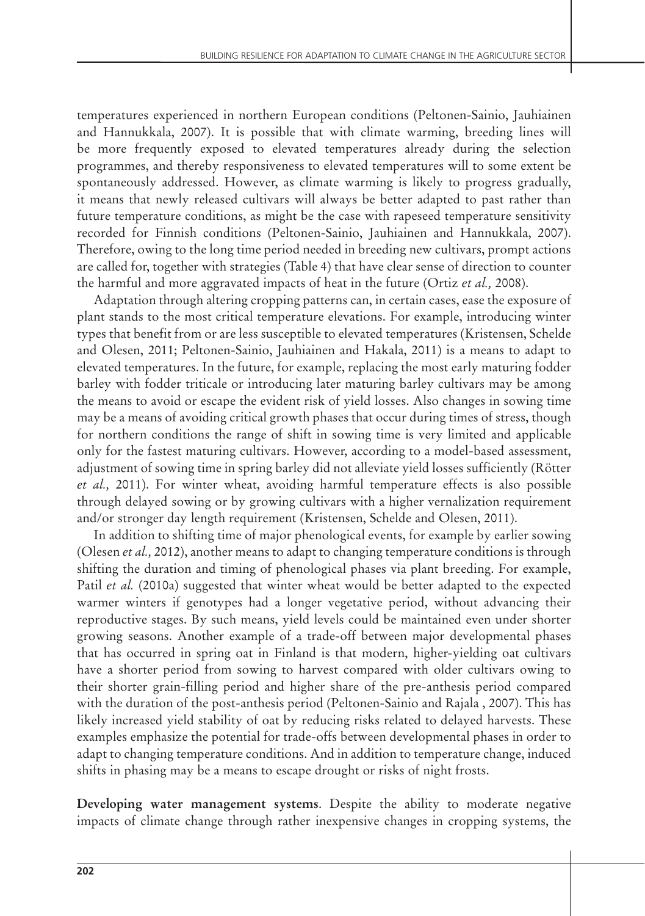temperatures experienced in northern European conditions (Peltonen-Sainio, Jauhiainen and Hannukkala, 2007). It is possible that with climate warming, breeding lines will be more frequently exposed to elevated temperatures already during the selection programmes, and thereby responsiveness to elevated temperatures will to some extent be spontaneously addressed. However, as climate warming is likely to progress gradually, it means that newly released cultivars will always be better adapted to past rather than future temperature conditions, as might be the case with rapeseed temperature sensitivity recorded for Finnish conditions (Peltonen-Sainio, Jauhiainen and Hannukkala, 2007). Therefore, owing to the long time period needed in breeding new cultivars, prompt actions are called for, together with strategies (Table 4) that have clear sense of direction to counter the harmful and more aggravated impacts of heat in the future (Ortiz *et al.,* 2008).

Adaptation through altering cropping patterns can, in certain cases, ease the exposure of plant stands to the most critical temperature elevations. For example, introducing winter types that benefit from or are less susceptible to elevated temperatures (Kristensen, Schelde and Olesen, 2011; Peltonen-Sainio, Jauhiainen and Hakala, 2011) is a means to adapt to elevated temperatures. In the future, for example, replacing the most early maturing fodder barley with fodder triticale or introducing later maturing barley cultivars may be among the means to avoid or escape the evident risk of yield losses. Also changes in sowing time may be a means of avoiding critical growth phases that occur during times of stress, though for northern conditions the range of shift in sowing time is very limited and applicable only for the fastest maturing cultivars. However, according to a model-based assessment, adjustment of sowing time in spring barley did not alleviate yield losses sufficiently (Rötter *et al.,* 2011). For winter wheat, avoiding harmful temperature effects is also possible through delayed sowing or by growing cultivars with a higher vernalization requirement and/or stronger day length requirement (Kristensen, Schelde and Olesen, 2011).

In addition to shifting time of major phenological events, for example by earlier sowing (Olesen *et al.,* 2012), another means to adapt to changing temperature conditions is through shifting the duration and timing of phenological phases via plant breeding. For example, Patil *et al.* (2010a) suggested that winter wheat would be better adapted to the expected warmer winters if genotypes had a longer vegetative period, without advancing their reproductive stages. By such means, yield levels could be maintained even under shorter growing seasons. Another example of a trade-off between major developmental phases that has occurred in spring oat in Finland is that modern, higher-yielding oat cultivars have a shorter period from sowing to harvest compared with older cultivars owing to their shorter grain-filling period and higher share of the pre-anthesis period compared with the duration of the post-anthesis period (Peltonen-Sainio and Rajala , 2007). This has likely increased yield stability of oat by reducing risks related to delayed harvests. These examples emphasize the potential for trade-offs between developmental phases in order to adapt to changing temperature conditions. And in addition to temperature change, induced shifts in phasing may be a means to escape drought or risks of night frosts.

**Developing water management systems**. Despite the ability to moderate negative impacts of climate change through rather inexpensive changes in cropping systems, the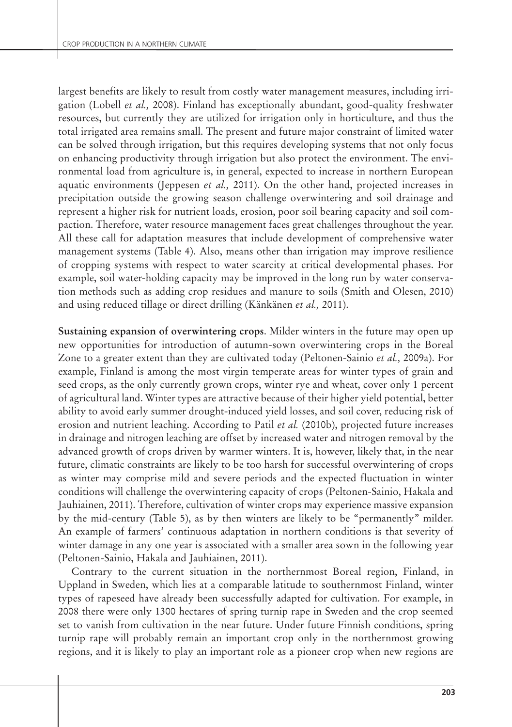largest benefits are likely to result from costly water management measures, including irrigation (Lobell *et al.,* 2008). Finland has exceptionally abundant, good-quality freshwater resources, but currently they are utilized for irrigation only in horticulture, and thus the total irrigated area remains small. The present and future major constraint of limited water can be solved through irrigation, but this requires developing systems that not only focus on enhancing productivity through irrigation but also protect the environment. The environmental load from agriculture is, in general, expected to increase in northern European aquatic environments (Jeppesen *et al.,* 2011). On the other hand, projected increases in precipitation outside the growing season challenge overwintering and soil drainage and represent a higher risk for nutrient loads, erosion, poor soil bearing capacity and soil compaction. Therefore, water resource management faces great challenges throughout the year. All these call for adaptation measures that include development of comprehensive water management systems (Table 4). Also, means other than irrigation may improve resilience of cropping systems with respect to water scarcity at critical developmental phases. For example, soil water-holding capacity may be improved in the long run by water conservation methods such as adding crop residues and manure to soils (Smith and Olesen, 2010) and using reduced tillage or direct drilling (Känkänen *et al.,* 2011).

**Sustaining expansion of overwintering crops**. Milder winters in the future may open up new opportunities for introduction of autumn-sown overwintering crops in the Boreal Zone to a greater extent than they are cultivated today (Peltonen-Sainio *et al.,* 2009a). For example, Finland is among the most virgin temperate areas for winter types of grain and seed crops, as the only currently grown crops, winter rye and wheat, cover only 1 percent of agricultural land. Winter types are attractive because of their higher yield potential, better ability to avoid early summer drought-induced yield losses, and soil cover, reducing risk of erosion and nutrient leaching. According to Patil *et al.* (2010b), projected future increases in drainage and nitrogen leaching are offset by increased water and nitrogen removal by the advanced growth of crops driven by warmer winters. It is, however, likely that, in the near future, climatic constraints are likely to be too harsh for successful overwintering of crops as winter may comprise mild and severe periods and the expected fluctuation in winter conditions will challenge the overwintering capacity of crops (Peltonen-Sainio, Hakala and Jauhiainen, 2011). Therefore, cultivation of winter crops may experience massive expansion by the mid-century (Table 5), as by then winters are likely to be "permanently" milder. An example of farmers' continuous adaptation in northern conditions is that severity of winter damage in any one year is associated with a smaller area sown in the following year (Peltonen-Sainio, Hakala and Jauhiainen, 2011).

Contrary to the current situation in the northernmost Boreal region, Finland, in Uppland in Sweden, which lies at a comparable latitude to southernmost Finland, winter types of rapeseed have already been successfully adapted for cultivation. For example, in 2008 there were only 1300 hectares of spring turnip rape in Sweden and the crop seemed set to vanish from cultivation in the near future. Under future Finnish conditions, spring turnip rape will probably remain an important crop only in the northernmost growing regions, and it is likely to play an important role as a pioneer crop when new regions are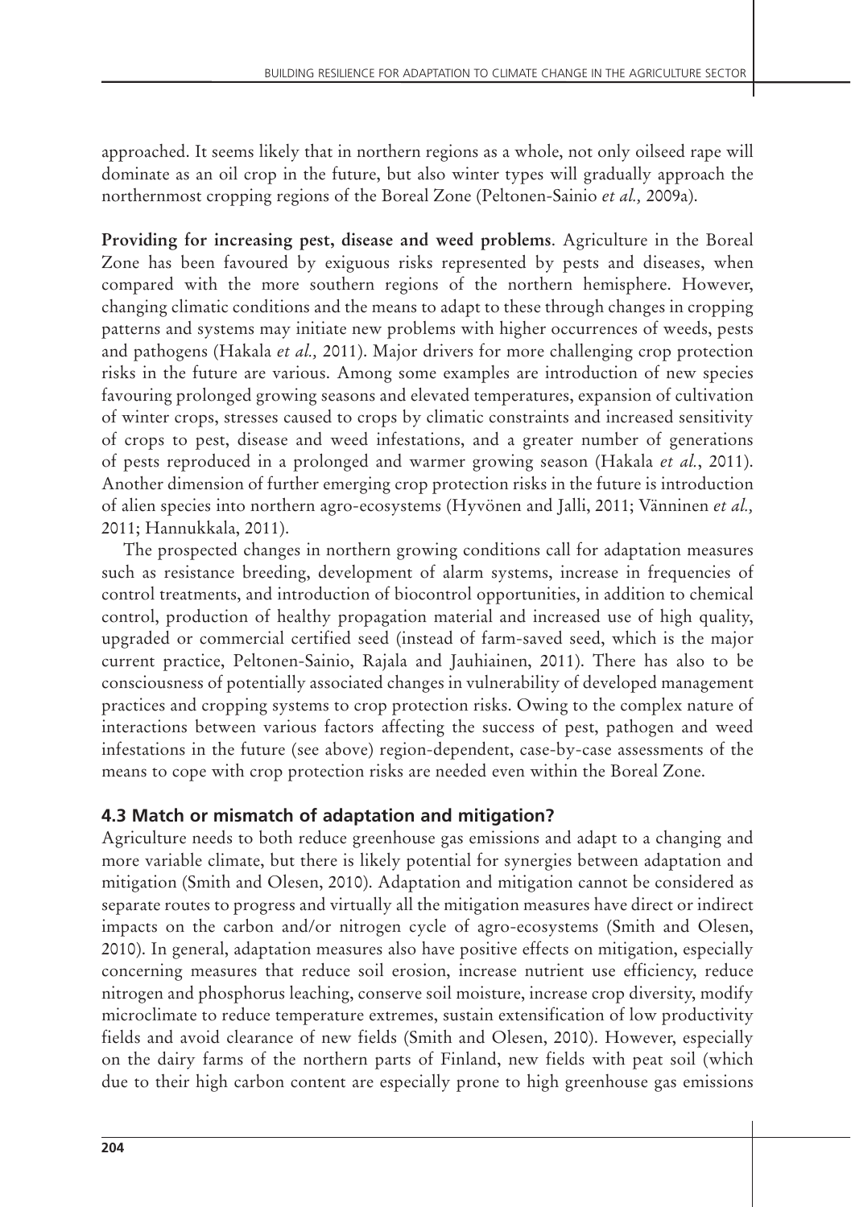approached. It seems likely that in northern regions as a whole, not only oilseed rape will dominate as an oil crop in the future, but also winter types will gradually approach the northernmost cropping regions of the Boreal Zone (Peltonen-Sainio *et al.,* 2009a).

**Providing for increasing pest, disease and weed problems**. Agriculture in the Boreal Zone has been favoured by exiguous risks represented by pests and diseases, when compared with the more southern regions of the northern hemisphere. However, changing climatic conditions and the means to adapt to these through changes in cropping patterns and systems may initiate new problems with higher occurrences of weeds, pests and pathogens (Hakala *et al.,* 2011). Major drivers for more challenging crop protection risks in the future are various. Among some examples are introduction of new species favouring prolonged growing seasons and elevated temperatures, expansion of cultivation of winter crops, stresses caused to crops by climatic constraints and increased sensitivity of crops to pest, disease and weed infestations, and a greater number of generations of pests reproduced in a prolonged and warmer growing season (Hakala *et al.*, 2011). Another dimension of further emerging crop protection risks in the future is introduction of alien species into northern agro-ecosystems (Hyvönen and Jalli, 2011; Vänninen *et al.,* 2011; Hannukkala, 2011).

The prospected changes in northern growing conditions call for adaptation measures such as resistance breeding, development of alarm systems, increase in frequencies of control treatments, and introduction of biocontrol opportunities, in addition to chemical control, production of healthy propagation material and increased use of high quality, upgraded or commercial certified seed (instead of farm-saved seed, which is the major current practice, Peltonen-Sainio, Rajala and Jauhiainen, 2011). There has also to be consciousness of potentially associated changes in vulnerability of developed management practices and cropping systems to crop protection risks. Owing to the complex nature of interactions between various factors affecting the success of pest, pathogen and weed infestations in the future (see above) region-dependent, case-by-case assessments of the means to cope with crop protection risks are needed even within the Boreal Zone.

## 4.3 Match or mismatch of adaptation and mitigation?

Agriculture needs to both reduce greenhouse gas emissions and adapt to a changing and more variable climate, but there is likely potential for synergies between adaptation and mitigation (Smith and Olesen, 2010). Adaptation and mitigation cannot be considered as separate routes to progress and virtually all the mitigation measures have direct or indirect impacts on the carbon and/or nitrogen cycle of agro-ecosystems (Smith and Olesen, 2010). In general, adaptation measures also have positive effects on mitigation, especially concerning measures that reduce soil erosion, increase nutrient use efficiency, reduce nitrogen and phosphorus leaching, conserve soil moisture, increase crop diversity, modify microclimate to reduce temperature extremes, sustain extensification of low productivity fields and avoid clearance of new fields (Smith and Olesen, 2010). However, especially on the dairy farms of the northern parts of Finland, new fields with peat soil (which due to their high carbon content are especially prone to high greenhouse gas emissions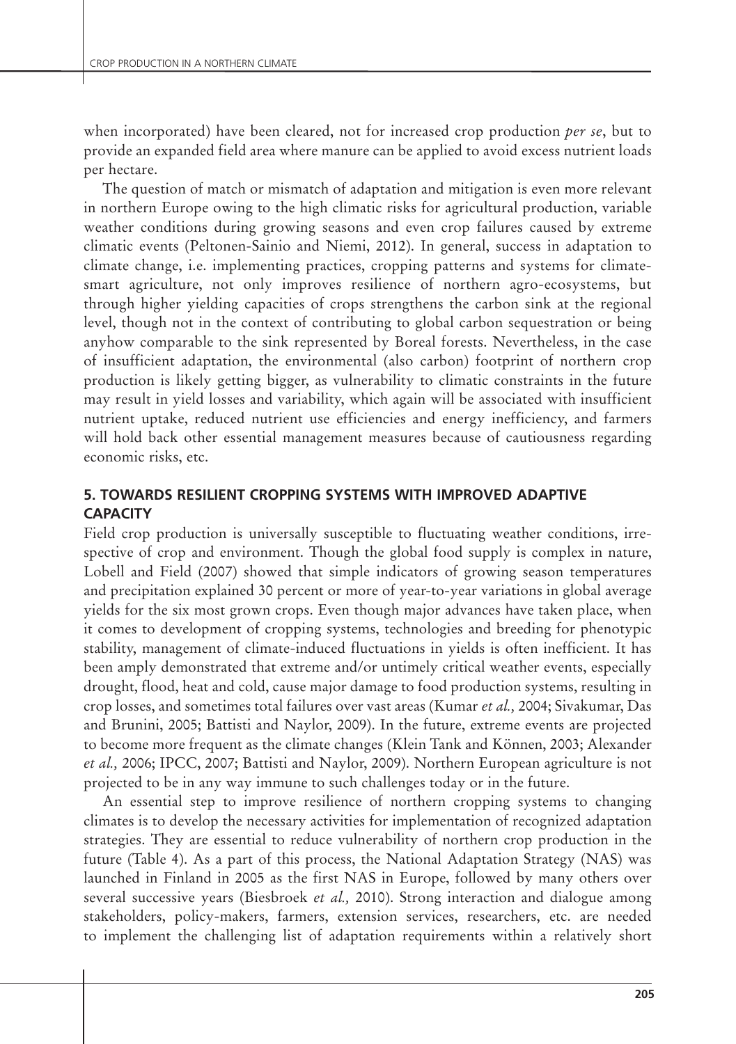when incorporated) have been cleared, not for increased crop production *per se*, but to provide an expanded field area where manure can be applied to avoid excess nutrient loads per hectare.

The question of match or mismatch of adaptation and mitigation is even more relevant in northern Europe owing to the high climatic risks for agricultural production, variable weather conditions during growing seasons and even crop failures caused by extreme climatic events (Peltonen-Sainio and Niemi, 2012). In general, success in adaptation to climate change, i.e. implementing practices, cropping patterns and systems for climate-smart agriculture, not only improves resilience of northern agro-ecosystems, but through higher yielding capacities of crops strengthens the carbon sink at the regional level, though not in the context of contributing to global carbon sequestration or being anyhow comparable to the sink represented by Boreal forests. Nevertheless, in the case of insufficient adaptation, the environmental (also carbon) footprint of northern crop production is likely getting bigger, as vulnerability to climatic constraints in the future may result in yield losses and variability, which again will be associated with insufficient nutrient uptake, reduced nutrient use efficiencies and energy inefficiency, and farmers will hold back other essential management measures because of cautiousness regarding economic risks, etc.

## 5. TOWARDS RESILIENT CROPPING SYSTEMS WITH IMPROVED ADAPTIVE CAPACITY

Field crop production is universally susceptible to fluctuating weather conditions, irrespective of crop and environment. Though the global food supply is complex in nature, Lobell and Field (2007) showed that simple indicators of growing season temperatures and precipitation explained 30 percent or more of year-to-year variations in global average yields for the six most grown crops. Even though major advances have taken place, when it comes to development of cropping systems, technologies and breeding for phenotypic stability, management of climate-induced fluctuations in yields is often inefficient. It has been amply demonstrated that extreme and/or untimely critical weather events, especially drought, flood, heat and cold, cause major damage to food production systems, resulting in crop losses, and sometimes total failures over vast areas (Kumar *et al.,* 2004; Sivakumar, Das and Brunini, 2005; Battisti and Naylor, 2009). In the future, extreme events are projected to become more frequent as the climate changes (Klein Tank and Können, 2003; Alexander *et al.,* 2006; IPCC, 2007; Battisti and Naylor, 2009). Northern European agriculture is not projected to be in any way immune to such challenges today or in the future.

An essential step to improve resilience of northern cropping systems to changing climates is to develop the necessary activities for implementation of recognized adaptation strategies. They are essential to reduce vulnerability of northern crop production in the future (Table 4). As a part of this process, the National Adaptation Strategy (NAS) was launched in Finland in 2005 as the first NAS in Europe, followed by many others over several successive years (Biesbroek *et al.,* 2010). Strong interaction and dialogue among stakeholders, policy-makers, farmers, extension services, researchers, etc. are needed to implement the challenging list of adaptation requirements within a relatively short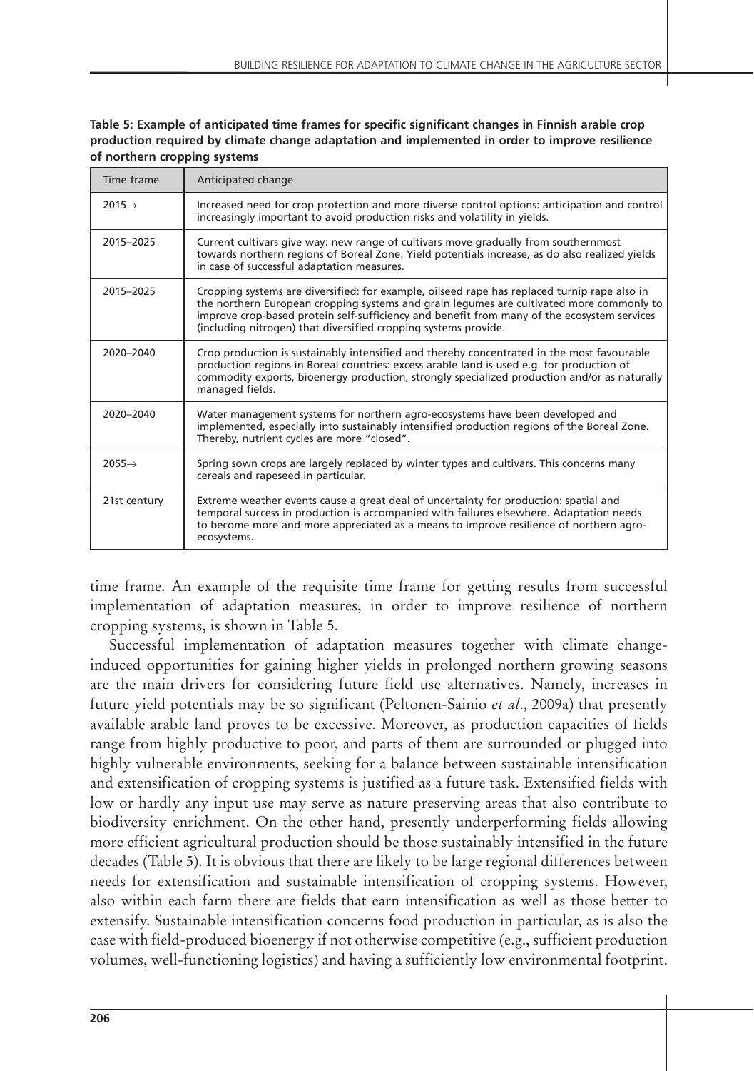**Table 5: Example of anticipated time frames for specific significant changes in Finnish arable crop production required by climate change adaptation and implemented in order to improve resilience of northern cropping systems**

| Time frame | Anticipated change |
|---|---|
| 2015→ | Increased need for crop protection and more diverse control options: anticipation and control increasingly important to avoid production risks and volatility in yields. |
| 2015–2025 | Current cultivars give way: new range of cultivars move gradually from southernmost towards northern regions of Boreal Zone. Yield potentials increase, as do also realized yields in case of successful adaptation measures. |
| 2015–2025 | Cropping systems are diversified: for example, oilseed rape has replaced turnip rape also in the northern European cropping systems and grain legumes are cultivated more commonly to improve crop-based protein self-sufficiency and benefit from many of the ecosystem services (including nitrogen) that diversified cropping systems provide. |
| 2020–2040 | Crop production is sustainably intensified and thereby concentrated in the most favourable production regions in Boreal countries: excess arable land is used e.g. for production of commodity exports, bioenergy production, strongly specialized production and/or as naturally managed fields. |
| 2020–2040 | Water management systems for northern agro-ecosystems have been developed and implemented, especially into sustainably intensified production regions of the Boreal Zone. Thereby, nutrient cycles are more "closed". |
| 2055→ | Spring sown crops are largely replaced by winter types and cultivars. This concerns many cereals and rapeseed in particular. |
| 21st century | Extreme weather events cause a great deal of uncertainty for production: spatial and temporal success in production is accompanied with failures elsewhere. Adaptation needs to become more and more appreciated as a means to improve resilience of northern agro-ecosystems. |

time frame. An example of the requisite time frame for getting results from successful implementation of adaptation measures, in order to improve resilience of northern cropping systems, is shown in Table 5.

Successful implementation of adaptation measures together with climate change-induced opportunities for gaining higher yields in prolonged northern growing seasons are the main drivers for considering future field use alternatives. Namely, increases in future yield potentials may be so significant (Peltonen-Sainio *et al*., 2009a) that presently available arable land proves to be excessive. Moreover, as production capacities of fields range from highly productive to poor, and parts of them are surrounded or plugged into highly vulnerable environments, seeking for a balance between sustainable intensification and extensification of cropping systems is justified as a future task. Extensified fields with low or hardly any input use may serve as nature preserving areas that also contribute to biodiversity enrichment. On the other hand, presently underperforming fields allowing more efficient agricultural production should be those sustainably intensified in the future decades (Table 5). It is obvious that there are likely to be large regional differences between needs for extensification and sustainable intensification of cropping systems. However, also within each farm there are fields that earn intensification as well as those better to extensify. Sustainable intensification concerns food production in particular, as is also the case with field-produced bioenergy if not otherwise competitive (e.g., sufficient production volumes, well-functioning logistics) and having a sufficiently low environmental footprint.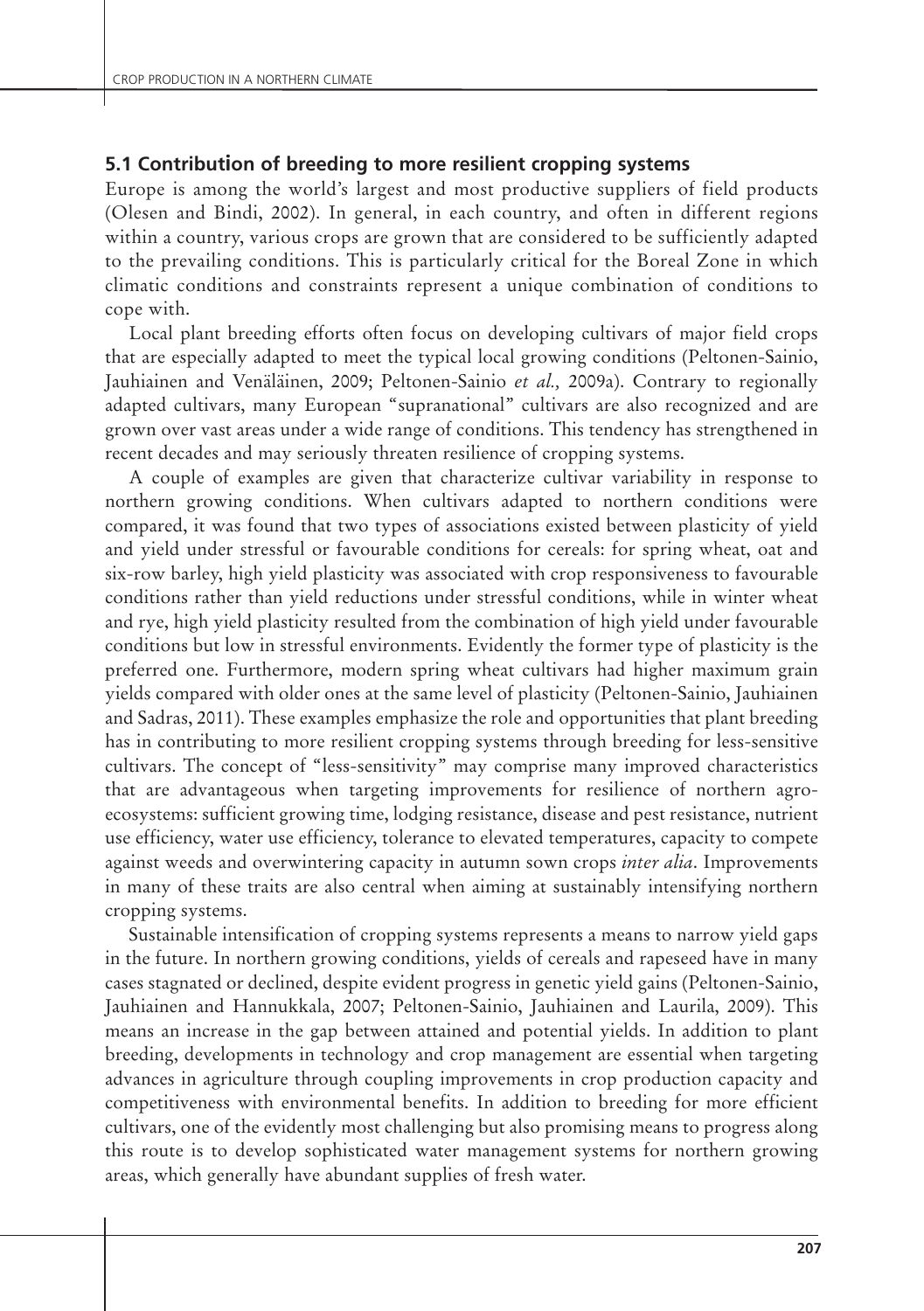### 5.1 Contribution of breeding to more resilient cropping systems

Europe is among the world's largest and most productive suppliers of field products (Olesen and Bindi, 2002). In general, in each country, and often in different regions within a country, various crops are grown that are considered to be sufficiently adapted to the prevailing conditions. This is particularly critical for the Boreal Zone in which climatic conditions and constraints represent a unique combination of conditions to cope with.

Local plant breeding efforts often focus on developing cultivars of major field crops that are especially adapted to meet the typical local growing conditions (Peltonen-Sainio, Jauhiainen and Venäläinen, 2009; Peltonen-Sainio *et al.,* 2009a). Contrary to regionally adapted cultivars, many European "supranational" cultivars are also recognized and are grown over vast areas under a wide range of conditions. This tendency has strengthened in recent decades and may seriously threaten resilience of cropping systems.

A couple of examples are given that characterize cultivar variability in response to northern growing conditions. When cultivars adapted to northern conditions were compared, it was found that two types of associations existed between plasticity of yield and yield under stressful or favourable conditions for cereals: for spring wheat, oat and six-row barley, high yield plasticity was associated with crop responsiveness to favourable conditions rather than yield reductions under stressful conditions, while in winter wheat and rye, high yield plasticity resulted from the combination of high yield under favourable conditions but low in stressful environments. Evidently the former type of plasticity is the preferred one. Furthermore, modern spring wheat cultivars had higher maximum grain yields compared with older ones at the same level of plasticity (Peltonen-Sainio, Jauhiainen and Sadras, 2011). These examples emphasize the role and opportunities that plant breeding has in contributing to more resilient cropping systems through breeding for less-sensitive cultivars. The concept of "less-sensitivity" may comprise many improved characteristics that are advantageous when targeting improvements for resilience of northern agro-ecosystems: sufficient growing time, lodging resistance, disease and pest resistance, nutrient use efficiency, water use efficiency, tolerance to elevated temperatures, capacity to compete against weeds and overwintering capacity in autumn sown crops *inter alia*. Improvements in many of these traits are also central when aiming at sustainably intensifying northern cropping systems.

Sustainable intensification of cropping systems represents a means to narrow yield gaps in the future. In northern growing conditions, yields of cereals and rapeseed have in many cases stagnated or declined, despite evident progress in genetic yield gains (Peltonen-Sainio, Jauhiainen and Hannukkala, 2007; Peltonen-Sainio, Jauhiainen and Laurila, 2009). This means an increase in the gap between attained and potential yields. In addition to plant breeding, developments in technology and crop management are essential when targeting advances in agriculture through coupling improvements in crop production capacity and competitiveness with environmental benefits. In addition to breeding for more efficient cultivars, one of the evidently most challenging but also promising means to progress along this route is to develop sophisticated water management systems for northern growing areas, which generally have abundant supplies of fresh water.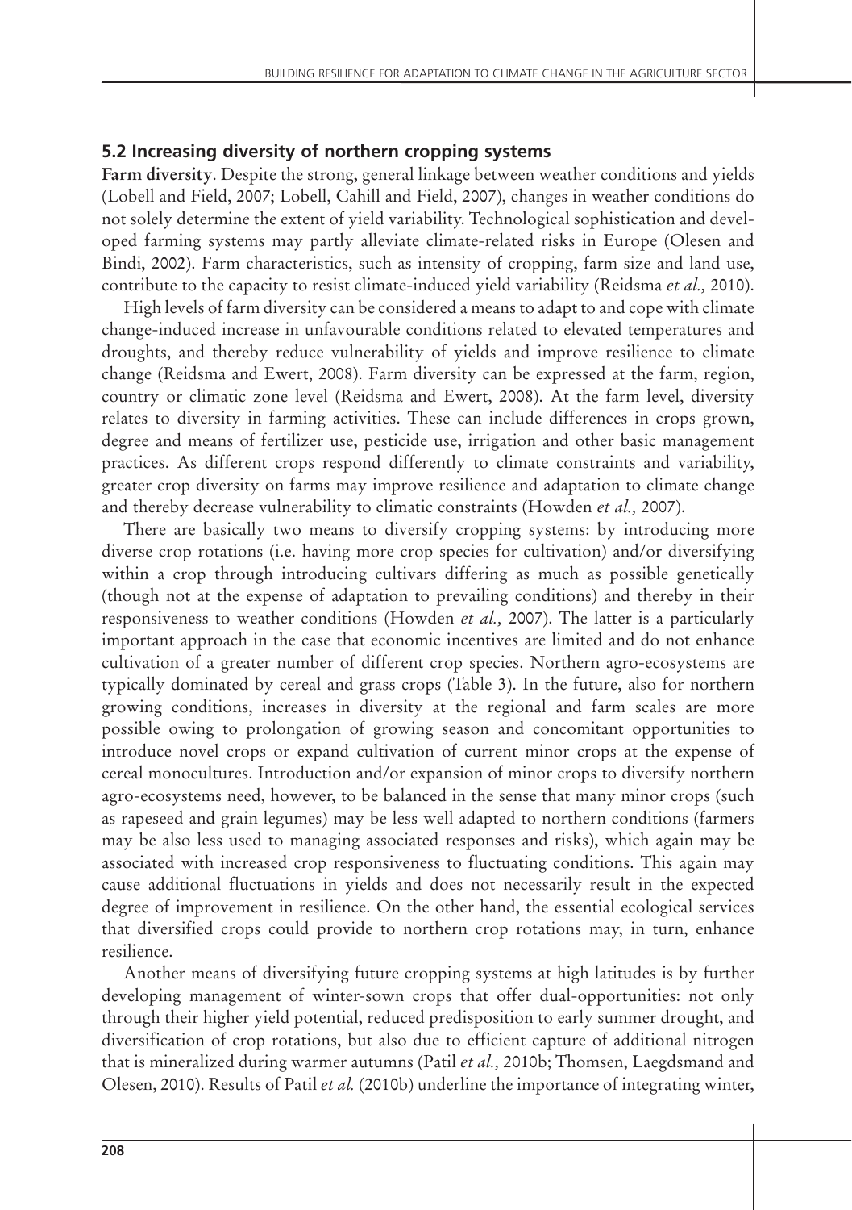## 5.2 Increasing diversity of northern cropping systems

**Farm diversity**. Despite the strong, general linkage between weather conditions and yields (Lobell and Field, 2007; Lobell, Cahill and Field, 2007), changes in weather conditions do not solely determine the extent of yield variability. Technological sophistication and developed farming systems may partly alleviate climate-related risks in Europe (Olesen and Bindi, 2002). Farm characteristics, such as intensity of cropping, farm size and land use, contribute to the capacity to resist climate-induced yield variability (Reidsma *et al.,* 2010).

High levels of farm diversity can be considered a means to adapt to and cope with climate change-induced increase in unfavourable conditions related to elevated temperatures and droughts, and thereby reduce vulnerability of yields and improve resilience to climate change (Reidsma and Ewert, 2008). Farm diversity can be expressed at the farm, region, country or climatic zone level (Reidsma and Ewert, 2008). At the farm level, diversity relates to diversity in farming activities. These can include differences in crops grown, degree and means of fertilizer use, pesticide use, irrigation and other basic management practices. As different crops respond differently to climate constraints and variability, greater crop diversity on farms may improve resilience and adaptation to climate change and thereby decrease vulnerability to climatic constraints (Howden *et al.,* 2007).

There are basically two means to diversify cropping systems: by introducing more diverse crop rotations (i.e. having more crop species for cultivation) and/or diversifying within a crop through introducing cultivars differing as much as possible genetically (though not at the expense of adaptation to prevailing conditions) and thereby in their responsiveness to weather conditions (Howden *et al.,* 2007). The latter is a particularly important approach in the case that economic incentives are limited and do not enhance cultivation of a greater number of different crop species. Northern agro-ecosystems are typically dominated by cereal and grass crops (Table 3). In the future, also for northern growing conditions, increases in diversity at the regional and farm scales are more possible owing to prolongation of growing season and concomitant opportunities to introduce novel crops or expand cultivation of current minor crops at the expense of cereal monocultures. Introduction and/or expansion of minor crops to diversify northern agro-ecosystems need, however, to be balanced in the sense that many minor crops (such as rapeseed and grain legumes) may be less well adapted to northern conditions (farmers may be also less used to managing associated responses and risks), which again may be associated with increased crop responsiveness to fluctuating conditions. This again may cause additional fluctuations in yields and does not necessarily result in the expected degree of improvement in resilience. On the other hand, the essential ecological services that diversified crops could provide to northern crop rotations may, in turn, enhance resilience.

Another means of diversifying future cropping systems at high latitudes is by further developing management of winter-sown crops that offer dual-opportunities: not only through their higher yield potential, reduced predisposition to early summer drought, and diversification of crop rotations, but also due to efficient capture of additional nitrogen that is mineralized during warmer autumns (Patil *et al.,* 2010b; Thomsen, Laegdsmand and Olesen, 2010). Results of Patil *et al.* (2010b) underline the importance of integrating winter,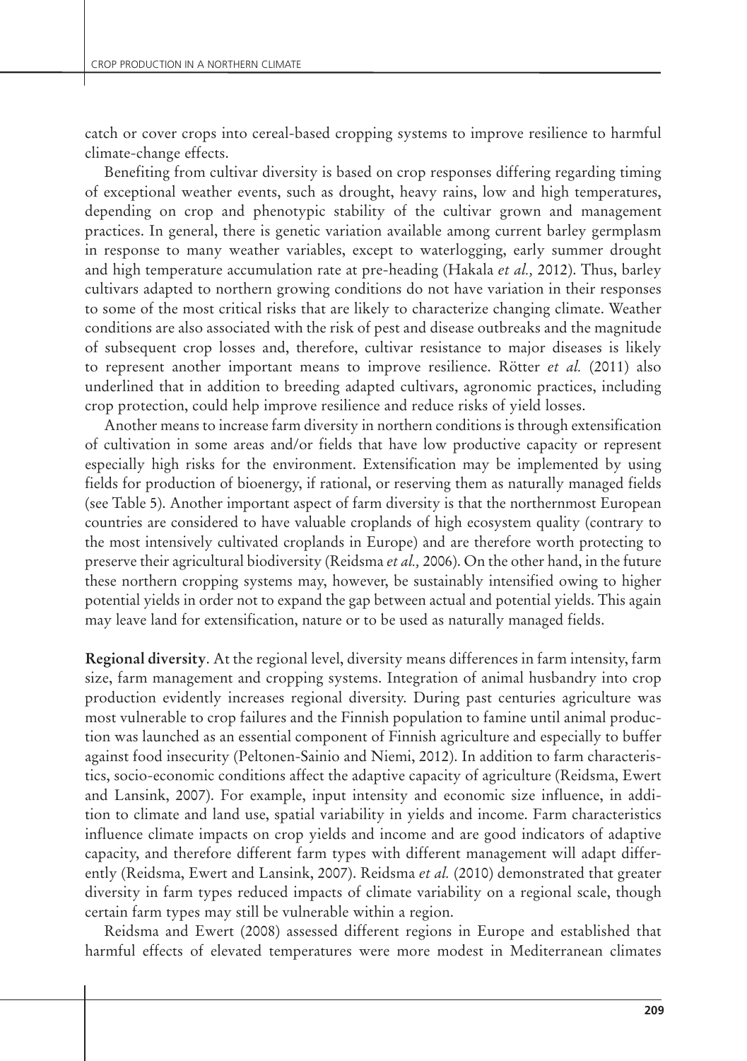catch or cover crops into cereal-based cropping systems to improve resilience to harmful climate-change effects.

Benefiting from cultivar diversity is based on crop responses differing regarding timing of exceptional weather events, such as drought, heavy rains, low and high temperatures, depending on crop and phenotypic stability of the cultivar grown and management practices. In general, there is genetic variation available among current barley germplasm in response to many weather variables, except to waterlogging, early summer drought and high temperature accumulation rate at pre-heading (Hakala *et al.,* 2012). Thus, barley cultivars adapted to northern growing conditions do not have variation in their responses to some of the most critical risks that are likely to characterize changing climate. Weather conditions are also associated with the risk of pest and disease outbreaks and the magnitude of subsequent crop losses and, therefore, cultivar resistance to major diseases is likely to represent another important means to improve resilience. Rötter *et al.* (2011) also underlined that in addition to breeding adapted cultivars, agronomic practices, including crop protection, could help improve resilience and reduce risks of yield losses.

Another means to increase farm diversity in northern conditions is through extensification of cultivation in some areas and/or fields that have low productive capacity or represent especially high risks for the environment. Extensification may be implemented by using fields for production of bioenergy, if rational, or reserving them as naturally managed fields (see Table 5). Another important aspect of farm diversity is that the northernmost European countries are considered to have valuable croplands of high ecosystem quality (contrary to the most intensively cultivated croplands in Europe) and are therefore worth protecting to preserve their agricultural biodiversity (Reidsma *et al.,* 2006). On the other hand, in the future these northern cropping systems may, however, be sustainably intensified owing to higher potential yields in order not to expand the gap between actual and potential yields. This again may leave land for extensification, nature or to be used as naturally managed fields.

**Regional diversity**. At the regional level, diversity means differences in farm intensity, farm size, farm management and cropping systems. Integration of animal husbandry into crop production evidently increases regional diversity. During past centuries agriculture was most vulnerable to crop failures and the Finnish population to famine until animal production was launched as an essential component of Finnish agriculture and especially to buffer against food insecurity (Peltonen-Sainio and Niemi, 2012). In addition to farm characteristics, socio-economic conditions affect the adaptive capacity of agriculture (Reidsma, Ewert and Lansink, 2007). For example, input intensity and economic size influence, in addition to climate and land use, spatial variability in yields and income. Farm characteristics influence climate impacts on crop yields and income and are good indicators of adaptive capacity, and therefore different farm types with different management will adapt differently (Reidsma, Ewert and Lansink, 2007). Reidsma *et al.* (2010) demonstrated that greater diversity in farm types reduced impacts of climate variability on a regional scale, though certain farm types may still be vulnerable within a region.

Reidsma and Ewert (2008) assessed different regions in Europe and established that harmful effects of elevated temperatures were more modest in Mediterranean climates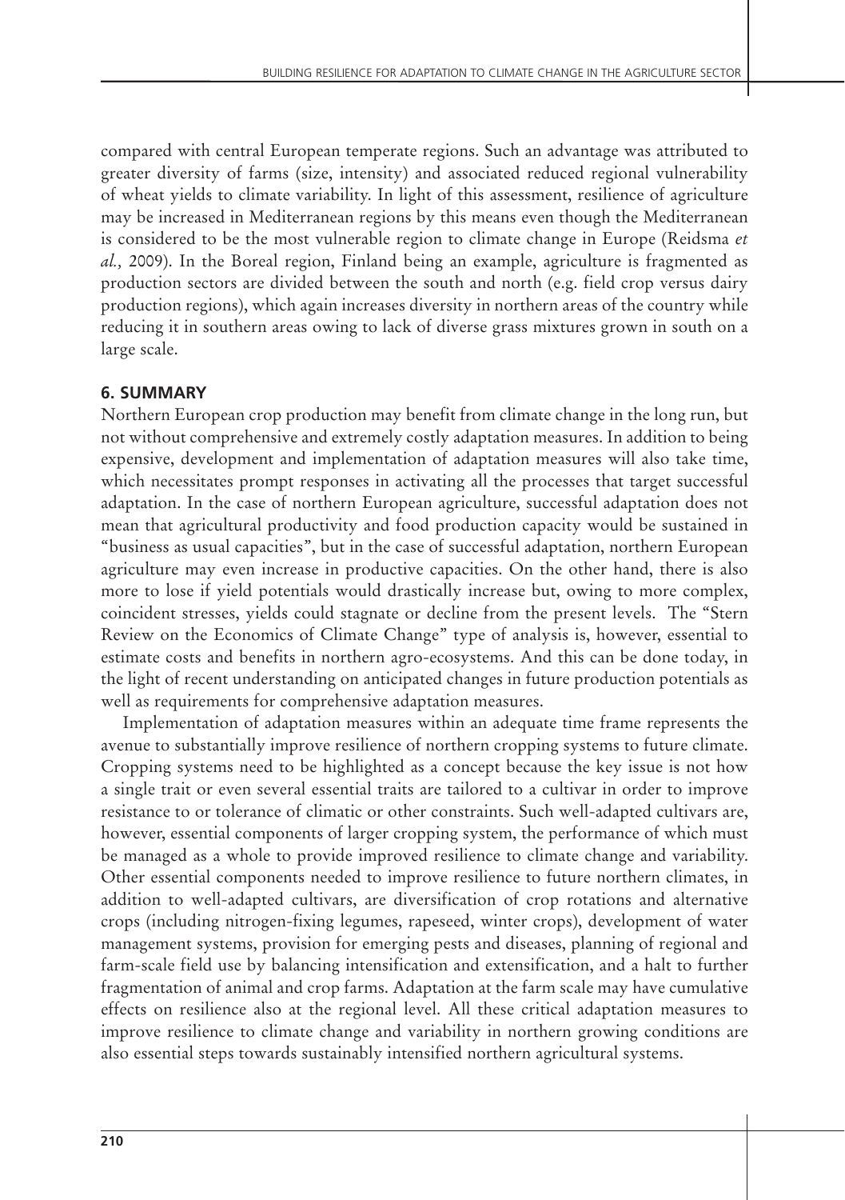compared with central European temperate regions. Such an advantage was attributed to greater diversity of farms (size, intensity) and associated reduced regional vulnerability of wheat yields to climate variability. In light of this assessment, resilience of agriculture may be increased in Mediterranean regions by this means even though the Mediterranean is considered to be the most vulnerable region to climate change in Europe (Reidsma *et al.,* 2009). In the Boreal region, Finland being an example, agriculture is fragmented as production sectors are divided between the south and north (e.g. field crop versus dairy production regions), which again increases diversity in northern areas of the country while reducing it in southern areas owing to lack of diverse grass mixtures grown in south on a large scale.

## 6. SUMMARY

Northern European crop production may benefit from climate change in the long run, but not without comprehensive and extremely costly adaptation measures. In addition to being expensive, development and implementation of adaptation measures will also take time, which necessitates prompt responses in activating all the processes that target successful adaptation. In the case of northern European agriculture, successful adaptation does not mean that agricultural productivity and food production capacity would be sustained in "business as usual capacities", but in the case of successful adaptation, northern European agriculture may even increase in productive capacities. On the other hand, there is also more to lose if yield potentials would drastically increase but, owing to more complex, coincident stresses, yields could stagnate or decline from the present levels. The "Stern Review on the Economics of Climate Change" type of analysis is, however, essential to estimate costs and benefits in northern agro-ecosystems. And this can be done today, in the light of recent understanding on anticipated changes in future production potentials as well as requirements for comprehensive adaptation measures.

Implementation of adaptation measures within an adequate time frame represents the avenue to substantially improve resilience of northern cropping systems to future climate. Cropping systems need to be highlighted as a concept because the key issue is not how a single trait or even several essential traits are tailored to a cultivar in order to improve resistance to or tolerance of climatic or other constraints. Such well-adapted cultivars are, however, essential components of larger cropping system, the performance of which must be managed as a whole to provide improved resilience to climate change and variability. Other essential components needed to improve resilience to future northern climates, in addition to well-adapted cultivars, are diversification of crop rotations and alternative crops (including nitrogen-fixing legumes, rapeseed, winter crops), development of water management systems, provision for emerging pests and diseases, planning of regional and farm-scale field use by balancing intensification and extensification, and a halt to further fragmentation of animal and crop farms. Adaptation at the farm scale may have cumulative effects on resilience also at the regional level. All these critical adaptation measures to improve resilience to climate change and variability in northern growing conditions are also essential steps towards sustainably intensified northern agricultural systems.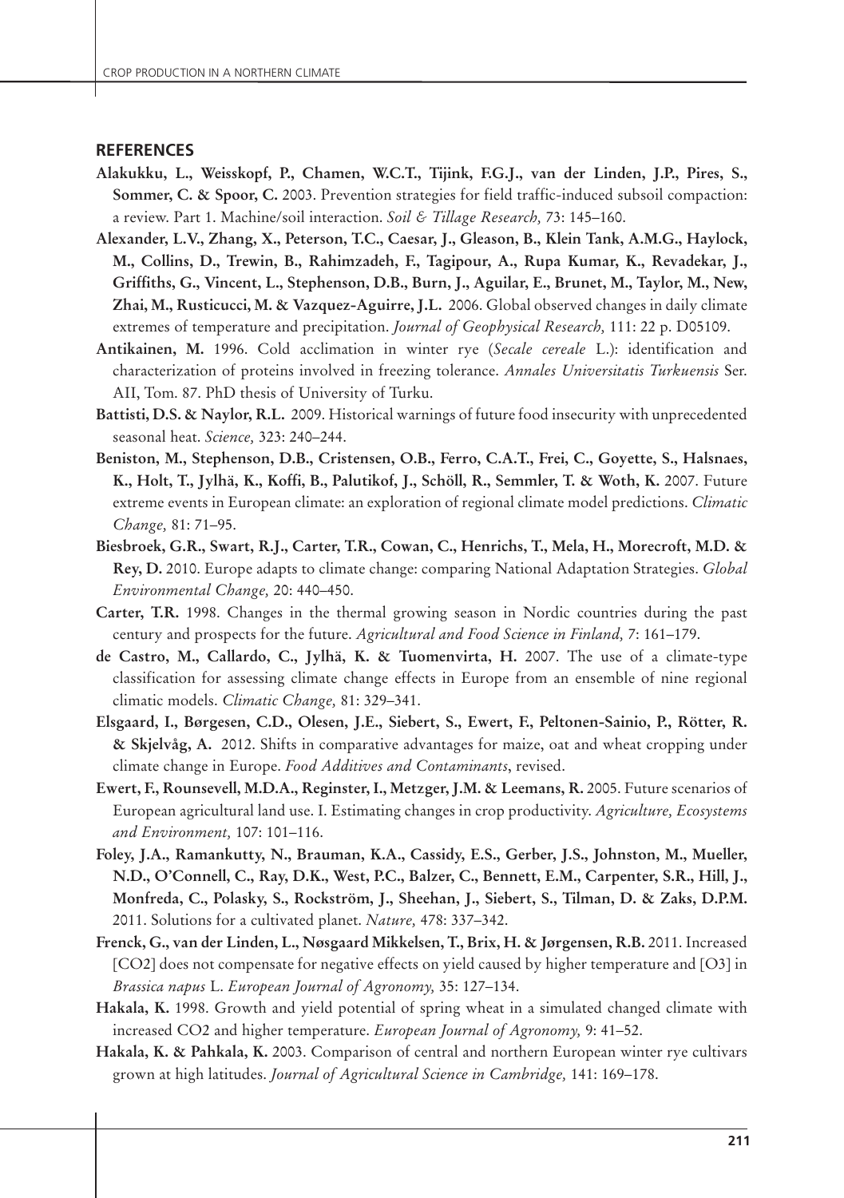## REFERENCES

**Alakukku, L., Weisskopf, P., Chamen, W.C.T., Tijink, F.G.J., van der Linden, J.P., Pires, S., Sommer, C. & Spoor, C.** 2003. Prevention strategies for field traffic-induced subsoil compaction: a review. Part 1. Machine/soil interaction. *Soil & Tillage Research,* 73: 145–160.

**Alexander, L.V., Zhang, X., Peterson, T.C., Caesar, J., Gleason, B., Klein Tank, A.M.G., Haylock, M., Collins, D., Trewin, B., Rahimzadeh, F., Tagipour, A., Rupa Kumar, K., Revadekar, J., Griffiths, G., Vincent, L., Stephenson, D.B., Burn, J., Aguilar, E., Brunet, M., Taylor, M., New, Zhai, M., Rusticucci, M. & Vazquez-Aguirre, J.L.** 2006. Global observed changes in daily climate extremes of temperature and precipitation. *Journal of Geophysical Research,* 111: 22 p. D05109.

**Antikainen, M.** 1996. Cold acclimation in winter rye (*Secale cereale* L.): identification and characterization of proteins involved in freezing tolerance. *Annales Universitatis Turkuensis* Ser. AII, Tom. 87. PhD thesis of University of Turku.

**Battisti, D.S. & Naylor, R.L.** 2009. Historical warnings of future food insecurity with unprecedented seasonal heat. *Science,* 323: 240–244.

**Beniston, M., Stephenson, D.B., Cristensen, O.B., Ferro, C.A.T., Frei, C., Goyette, S., Halsnaes, K., Holt, T., Jylhä, K., Koffi, B., Palutikof, J., Schöll, R., Semmler, T. & Woth, K.** 2007. Future extreme events in European climate: an exploration of regional climate model predictions. *Climatic Change,* 81: 71–95.

**Biesbroek, G.R., Swart, R.J., Carter, T.R., Cowan, C., Henrichs, T., Mela, H., Morecroft, M.D. & Rey, D.** 2010. Europe adapts to climate change: comparing National Adaptation Strategies. *Global Environmental Change,* 20: 440–450.

**Carter, T.R.** 1998. Changes in the thermal growing season in Nordic countries during the past century and prospects for the future. *Agricultural and Food Science in Finland,* 7: 161–179.

**de Castro, M., Callardo, C., Jylhä, K. & Tuomenvirta, H.** 2007. The use of a climate-type classification for assessing climate change effects in Europe from an ensemble of nine regional climatic models. *Climatic Change,* 81: 329–341.

**Elsgaard, I., Børgesen, C.D., Olesen, J.E., Siebert, S., Ewert, F., Peltonen-Sainio, P., Rötter, R. & Skjelvåg, A.** 2012. Shifts in comparative advantages for maize, oat and wheat cropping under climate change in Europe. *Food Additives and Contaminants*, revised.

**Ewert, F., Rounsevell, M.D.A., Reginster, I., Metzger, J.M. & Leemans, R.** 2005. Future scenarios of European agricultural land use. I. Estimating changes in crop productivity. *Agriculture, Ecosystems and Environment,* 107: 101–116.

**Foley, J.A., Ramankutty, N., Brauman, K.A., Cassidy, E.S., Gerber, J.S., Johnston, M., Mueller, N.D., O'Connell, C., Ray, D.K., West, P.C., Balzer, C., Bennett, E.M., Carpenter, S.R., Hill, J., Monfreda, C., Polasky, S., Rockström, J., Sheehan, J., Siebert, S., Tilman, D. & Zaks, D.P.M.** 2011. Solutions for a cultivated planet. *Nature,* 478: 337–342.

**Frenck, G., van der Linden, L., Nøsgaard Mikkelsen, T., Brix, H. & Jørgensen, R.B.** 2011. Increased [CO2] does not compensate for negative effects on yield caused by higher temperature and [O3] in *Brassica napus* L. *European Journal of Agronomy,* 35: 127–134.

**Hakala, K.** 1998. Growth and yield potential of spring wheat in a simulated changed climate with increased CO2 and higher temperature. *European Journal of Agronomy,* 9: 41–52.

**Hakala, K. & Pahkala, K.** 2003. Comparison of central and northern European winter rye cultivars grown at high latitudes. *Journal of Agricultural Science in Cambridge,* 141: 169–178.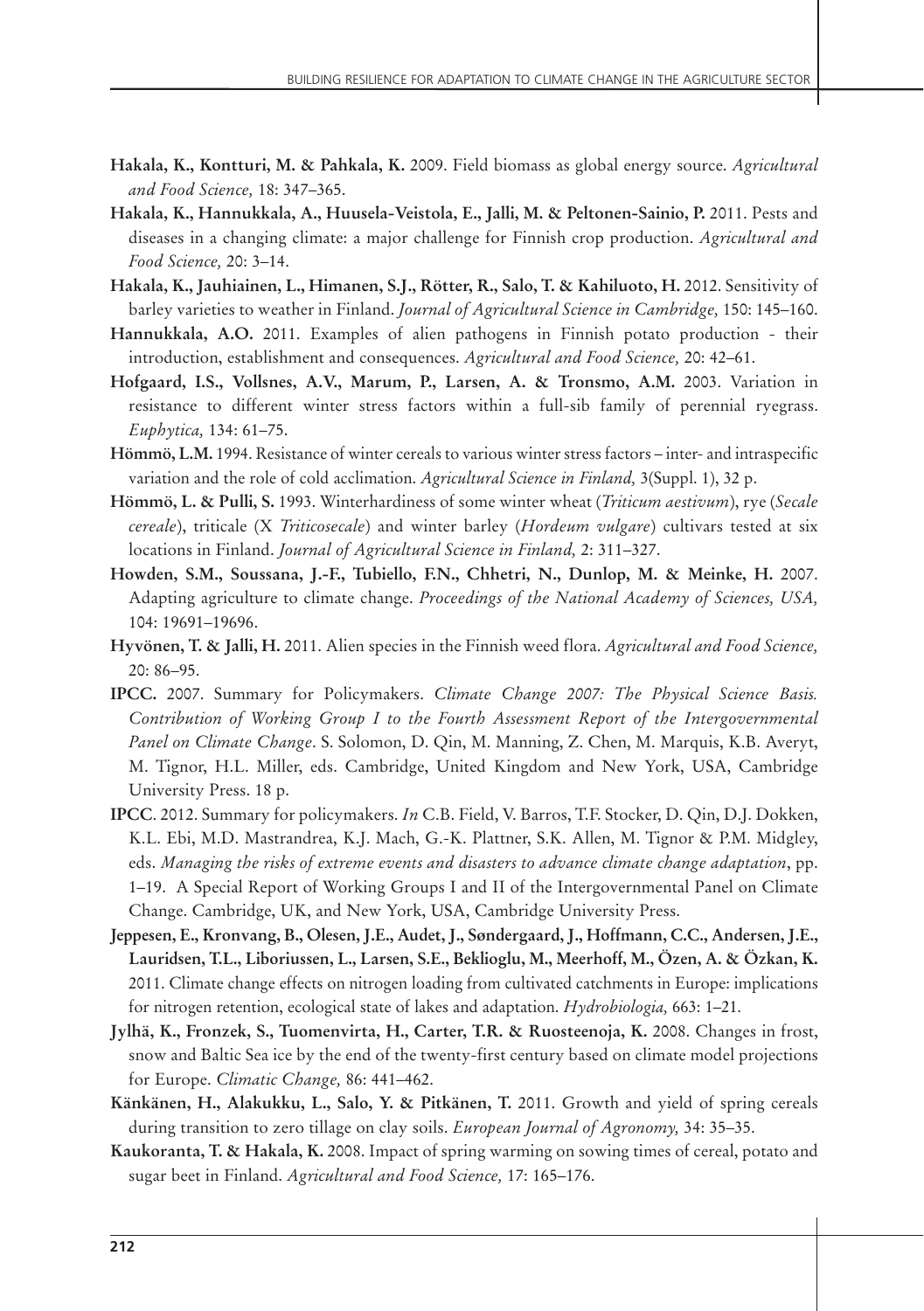**Hakala, K., Kontturi, M. & Pahkala, K.** 2009. Field biomass as global energy source. *Agricultural and Food Science,* 18: 347–365.

**Hakala, K., Hannukkala, A., Huusela-Veistola, E., Jalli, M. & Peltonen-Sainio, P.** 2011. Pests and diseases in a changing climate: a major challenge for Finnish crop production. *Agricultural and Food Science,* 20: 3–14.

**Hakala, K., Jauhiainen, L., Himanen, S.J., Rötter, R., Salo, T. & Kahiluoto, H.** 2012. Sensitivity of barley varieties to weather in Finland. *Journal of Agricultural Science in Cambridge,* 150: 145–160.

**Hannukkala, A.O.** 2011. Examples of alien pathogens in Finnish potato production - their introduction, establishment and consequences. *Agricultural and Food Science,* 20: 42–61.

**Hofgaard, I.S., Vollsnes, A.V., Marum, P., Larsen, A. & Tronsmo, A.M.** 2003. Variation in resistance to different winter stress factors within a full-sib family of perennial ryegrass. *Euphytica,* 134: 61–75.

**Hömmö, L.M.** 1994. Resistance of winter cereals to various winter stress factors – inter- and intraspecific variation and the role of cold acclimation. *Agricultural Science in Finland,* 3(Suppl. 1), 32 p.

**Hömmö, L. & Pulli, S.** 1993. Winterhardiness of some winter wheat (*Triticum aestivum*), rye (*Secale cereale*), triticale (X *Triticosecale*) and winter barley (*Hordeum vulgare*) cultivars tested at six locations in Finland. *Journal of Agricultural Science in Finland,* 2: 311–327.

**Howden, S.M., Soussana, J.-F., Tubiello, F.N., Chhetri, N., Dunlop, M. & Meinke, H.** 2007. Adapting agriculture to climate change. *Proceedings of the National Academy of Sciences, USA,* 104: 19691–19696.

**Hyvönen, T. & Jalli, H.** 2011. Alien species in the Finnish weed flora. *Agricultural and Food Science,* 20: 86–95.

**IPCC.** 2007. Summary for Policymakers. *Climate Change 2007: The Physical Science Basis. Contribution of Working Group I to the Fourth Assessment Report of the Intergovernmental Panel on Climate Change*. S. Solomon, D. Qin, M. Manning, Z. Chen, M. Marquis, K.B. Averyt, M. Tignor, H.L. Miller, eds. Cambridge, United Kingdom and New York, USA, Cambridge University Press. 18 p.

**IPCC**. 2012. Summary for policymakers. *In* C.B. Field, V. Barros, T.F. Stocker, D. Qin, D.J. Dokken, K.L. Ebi, M.D. Mastrandrea, K.J. Mach, G.-K. Plattner, S.K. Allen, M. Tignor & P.M. Midgley, eds. *Managing the risks of extreme events and disasters to advance climate change adaptation*, pp. 1–19. A Special Report of Working Groups I and II of the Intergovernmental Panel on Climate Change. Cambridge, UK, and New York, USA, Cambridge University Press.

**Jeppesen, E., Kronvang, B., Olesen, J.E., Audet, J., Søndergaard, J., Hoffmann, C.C., Andersen, J.E., Lauridsen, T.L., Liboriussen, L., Larsen, S.E., Beklioglu, M., Meerhoff, M., Özen, A. & Özkan, K.** 2011. Climate change effects on nitrogen loading from cultivated catchments in Europe: implications for nitrogen retention, ecological state of lakes and adaptation. *Hydrobiologia,* 663: 1–21.

**Jylhä, K., Fronzek, S., Tuomenvirta, H., Carter, T.R. & Ruosteenoja, K.** 2008. Changes in frost, snow and Baltic Sea ice by the end of the twenty-first century based on climate model projections for Europe. *Climatic Change,* 86: 441–462.

**Känkänen, H., Alakukku, L., Salo, Y. & Pitkänen, T.** 2011. Growth and yield of spring cereals during transition to zero tillage on clay soils. *European Journal of Agronomy,* 34: 35–35.

**Kaukoranta, T. & Hakala, K.** 2008. Impact of spring warming on sowing times of cereal, potato and sugar beet in Finland. *Agricultural and Food Science,* 17: 165–176.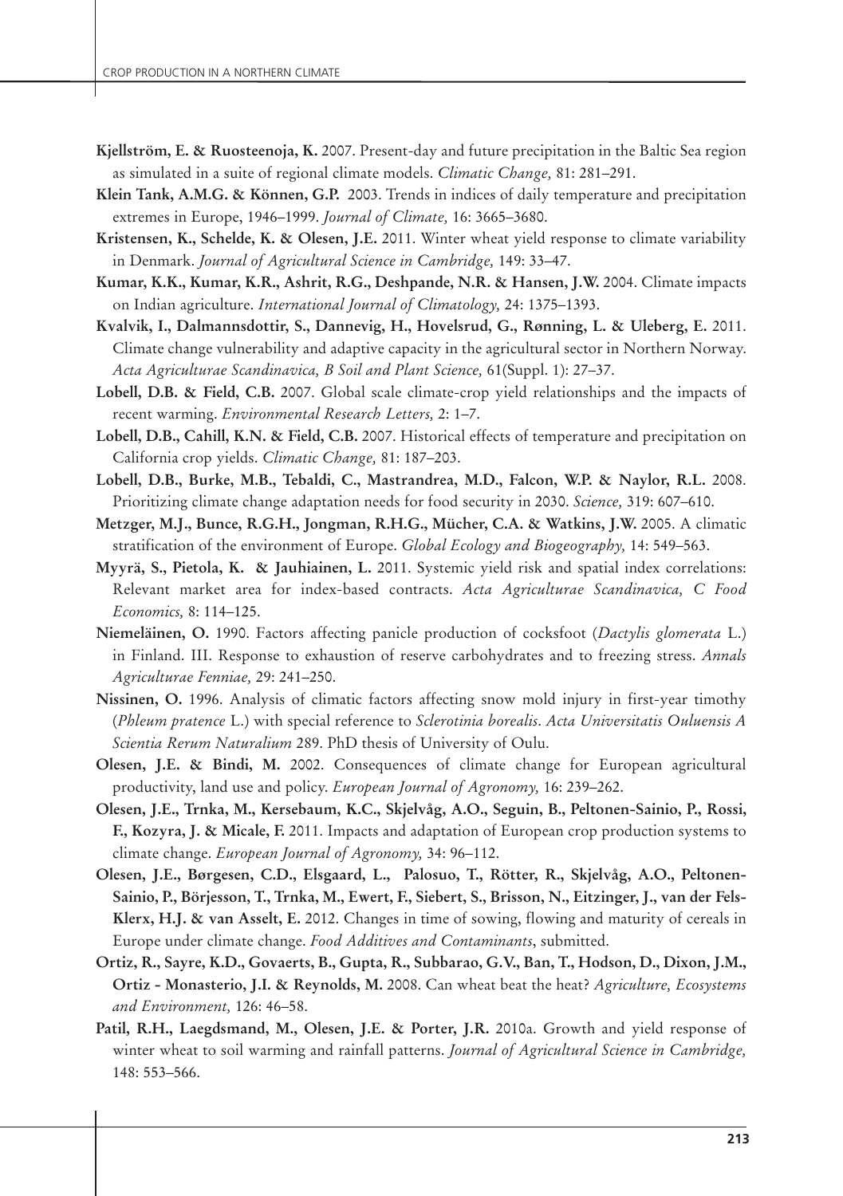**Kjellström, E. & Ruosteenoja, K.** 2007. Present-day and future precipitation in the Baltic Sea region as simulated in a suite of regional climate models. *Climatic Change,* 81: 281–291.

**Klein Tank, A.M.G. & Können, G.P.** 2003. Trends in indices of daily temperature and precipitation extremes in Europe, 1946–1999. *Journal of Climate,* 16: 3665–3680.

**Kristensen, K., Schelde, K. & Olesen, J.E.** 2011. Winter wheat yield response to climate variability in Denmark. *Journal of Agricultural Science in Cambridge,* 149: 33–47.

**Kumar, K.K., Kumar, K.R., Ashrit, R.G., Deshpande, N.R. & Hansen, J.W.** 2004. Climate impacts on Indian agriculture. *International Journal of Climatology,* 24: 1375–1393.

**Kvalvik, I., Dalmannsdottir, S., Dannevig, H., Hovelsrud, G., Rønning, L. & Uleberg, E.** 2011. Climate change vulnerability and adaptive capacity in the agricultural sector in Northern Norway. *Acta Agriculturae Scandinavica, B Soil and Plant Science,* 61(Suppl. 1): 27–37.

**Lobell, D.B. & Field, C.B.** 2007. Global scale climate-crop yield relationships and the impacts of recent warming. *Environmental Research Letters,* 2: 1–7.

**Lobell, D.B., Cahill, K.N. & Field, C.B.** 2007. Historical effects of temperature and precipitation on California crop yields. *Climatic Change,* 81: 187–203.

**Lobell, D.B., Burke, M.B., Tebaldi, C., Mastrandrea, M.D., Falcon, W.P. & Naylor, R.L.** 2008. Prioritizing climate change adaptation needs for food security in 2030. *Science,* 319: 607–610.

**Metzger, M.J., Bunce, R.G.H., Jongman, R.H.G., Mücher, C.A. & Watkins, J.W.** 2005. A climatic stratification of the environment of Europe. *Global Ecology and Biogeography,* 14: 549–563.

**Myyrä, S., Pietola, K. & Jauhiainen, L.** 2011. Systemic yield risk and spatial index correlations: Relevant market area for index-based contracts. *Acta Agriculturae Scandinavica, C Food Economics,* 8: 114–125.

**Niemeläinen, O.** 1990. Factors affecting panicle production of cocksfoot (*Dactylis glomerata* L.) in Finland. III. Response to exhaustion of reserve carbohydrates and to freezing stress. *Annals Agriculturae Fenniae,* 29: 241–250.

**Nissinen, O.** 1996. Analysis of climatic factors affecting snow mold injury in first-year timothy (*Phleum pratence* L.) with special reference to *Sclerotinia borealis*. *Acta Universitatis Ouluensis A Scientia Rerum Naturalium* 289. PhD thesis of University of Oulu.

**Olesen, J.E. & Bindi, M.** 2002. Consequences of climate change for European agricultural productivity, land use and policy. *European Journal of Agronomy,* 16: 239–262.

**Olesen, J.E., Trnka, M., Kersebaum, K.C., Skjelvåg, A.O., Seguin, B., Peltonen-Sainio, P., Rossi, F., Kozyra, J. & Micale, F.** 2011. Impacts and adaptation of European crop production systems to climate change. *European Journal of Agronomy,* 34: 96–112.

**Olesen, J.E., Børgesen, C.D., Elsgaard, L., Palosuo, T., Rötter, R., Skjelvåg, A.O., Peltonen-Sainio, P., Börjesson, T., Trnka, M., Ewert, F., Siebert, S., Brisson, N., Eitzinger, J., van der Fels-Klerx, H.J. & van Asselt, E.** 2012. Changes in time of sowing, flowing and maturity of cereals in Europe under climate change. *Food Additives and Contaminants*, submitted.

**Ortiz, R., Sayre, K.D., Govaerts, B., Gupta, R., Subbarao, G.V., Ban, T., Hodson, D., Dixon, J.M., Ortiz - Monasterio, J.I. & Reynolds, M.** 2008. Can wheat beat the heat? *Agriculture, Ecosystems and Environment,* 126: 46–58.

**Patil, R.H., Laegdsmand, M., Olesen, J.E. & Porter, J.R.** 2010a. Growth and yield response of winter wheat to soil warming and rainfall patterns. *Journal of Agricultural Science in Cambridge,* 148: 553–566.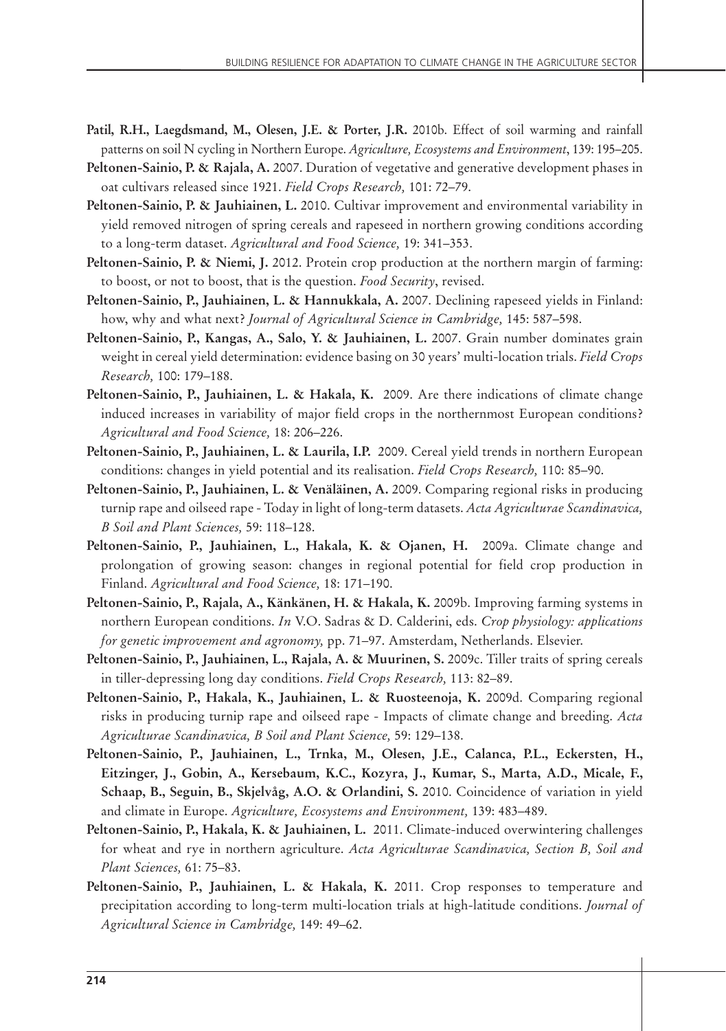**Patil, R.H., Laegdsmand, M., Olesen, J.E. & Porter, J.R.** 2010b. Effect of soil warming and rainfall patterns on soil N cycling in Northern Europe. *Agriculture, Ecosystems and Environment*, 139: 195–205.

**Peltonen-Sainio, P. & Rajala, A.** 2007. Duration of vegetative and generative development phases in oat cultivars released since 1921. *Field Crops Research,* 101: 72–79.

**Peltonen-Sainio, P. & Jauhiainen, L.** 2010. Cultivar improvement and environmental variability in yield removed nitrogen of spring cereals and rapeseed in northern growing conditions according to a long-term dataset. *Agricultural and Food Science,* 19: 341–353.

**Peltonen-Sainio, P. & Niemi, J.** 2012. Protein crop production at the northern margin of farming: to boost, or not to boost, that is the question. *Food Security*, revised.

**Peltonen-Sainio, P., Jauhiainen, L. & Hannukkala, A.** 2007. Declining rapeseed yields in Finland: how, why and what next? *Journal of Agricultural Science in Cambridge,* 145: 587–598.

**Peltonen-Sainio, P., Kangas, A., Salo, Y. & Jauhiainen, L.** 2007. Grain number dominates grain weight in cereal yield determination: evidence basing on 30 years' multi-location trials. *Field Crops Research,* 100: 179–188.

**Peltonen-Sainio, P., Jauhiainen, L. & Hakala, K.** 2009. Are there indications of climate change induced increases in variability of major field crops in the northernmost European conditions? *Agricultural and Food Science,* 18: 206–226.

**Peltonen-Sainio, P., Jauhiainen, L. & Laurila, I.P.** 2009. Cereal yield trends in northern European conditions: changes in yield potential and its realisation. *Field Crops Research,* 110: 85–90.

**Peltonen-Sainio, P., Jauhiainen, L. & Venäläinen, A.** 2009. Comparing regional risks in producing turnip rape and oilseed rape - Today in light of long-term datasets. *Acta Agriculturae Scandinavica, B Soil and Plant Sciences,* 59: 118–128.

**Peltonen-Sainio, P., Jauhiainen, L., Hakala, K. & Ojanen, H.** 2009a. Climate change and prolongation of growing season: changes in regional potential for field crop production in Finland. *Agricultural and Food Science,* 18: 171–190.

**Peltonen-Sainio, P., Rajala, A., Känkänen, H. & Hakala, K.** 2009b. Improving farming systems in northern European conditions. *In* V.O. Sadras & D. Calderini, eds. *Crop physiology: applications for genetic improvement and agronomy,* pp. 71–97. Amsterdam, Netherlands. Elsevier.

**Peltonen-Sainio, P., Jauhiainen, L., Rajala, A. & Muurinen, S.** 2009c. Tiller traits of spring cereals in tiller-depressing long day conditions. *Field Crops Research,* 113: 82–89.

**Peltonen-Sainio, P., Hakala, K., Jauhiainen, L. & Ruosteenoja, K.** 2009d. Comparing regional risks in producing turnip rape and oilseed rape - Impacts of climate change and breeding. *Acta Agriculturae Scandinavica, B Soil and Plant Science,* 59: 129–138.

**Peltonen-Sainio, P., Jauhiainen, L., Trnka, M., Olesen, J.E., Calanca, P.L., Eckersten, H., Eitzinger, J., Gobin, A., Kersebaum, K.C., Kozyra, J., Kumar, S., Marta, A.D., Micale, F., Schaap, B., Seguin, B., Skjelvåg, A.O. & Orlandini, S.** 2010. Coincidence of variation in yield and climate in Europe. *Agriculture, Ecosystems and Environment,* 139: 483–489.

**Peltonen-Sainio, P., Hakala, K. & Jauhiainen, L.** 2011. Climate-induced overwintering challenges for wheat and rye in northern agriculture. *Acta Agriculturae Scandinavica, Section B, Soil and Plant Sciences,* 61: 75–83.

**Peltonen-Sainio, P., Jauhiainen, L. & Hakala, K.** 2011. Crop responses to temperature and precipitation according to long-term multi-location trials at high-latitude conditions. *Journal of Agricultural Science in Cambridge,* 149: 49–62.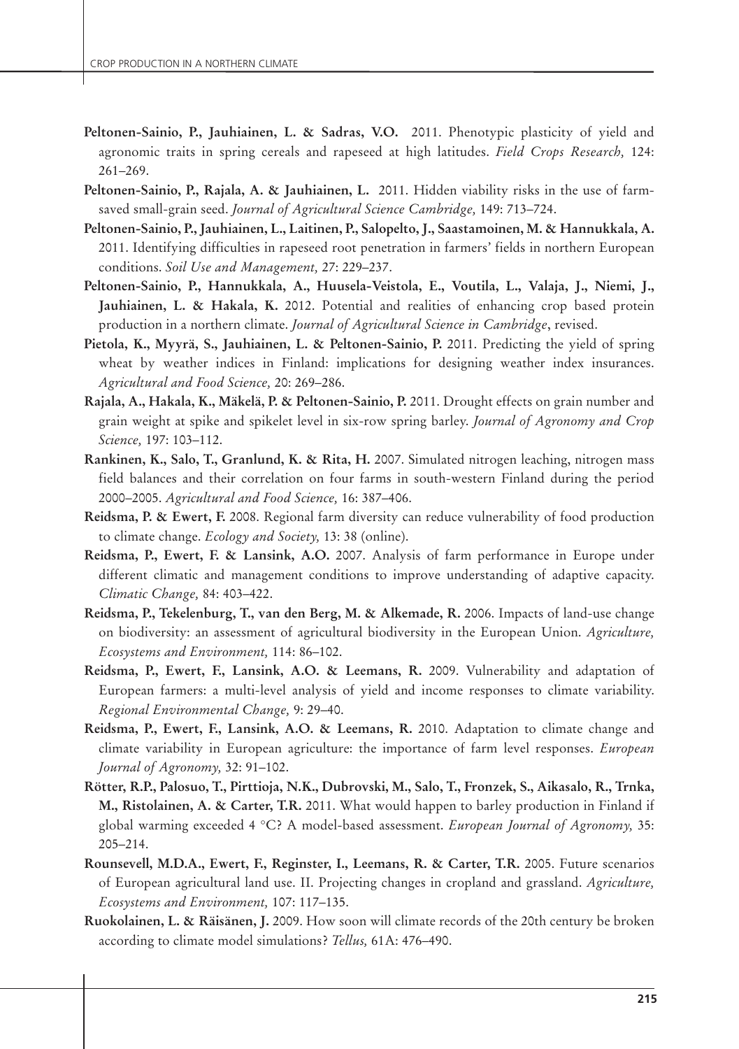**Peltonen-Sainio, P., Jauhiainen, L. & Sadras, V.O.** 2011. Phenotypic plasticity of yield and agronomic traits in spring cereals and rapeseed at high latitudes. *Field Crops Research,* 124: 261–269.

**Peltonen-Sainio, P., Rajala, A. & Jauhiainen, L.** 2011. Hidden viability risks in the use of farm-saved small-grain seed. *Journal of Agricultural Science Cambridge,* 149: 713–724.

**Peltonen-Sainio, P., Jauhiainen, L., Laitinen, P., Salopelto, J., Saastamoinen, M. & Hannukkala, A.** 2011. Identifying difficulties in rapeseed root penetration in farmers' fields in northern European conditions. *Soil Use and Management,* 27: 229–237.

**Peltonen-Sainio, P., Hannukkala, A., Huusela-Veistola, E., Voutila, L., Valaja, J., Niemi, J., Jauhiainen, L. & Hakala, K.** 2012. Potential and realities of enhancing crop based protein production in a northern climate. *Journal of Agricultural Science in Cambridge*, revised.

**Pietola, K., Myyrä, S., Jauhiainen, L. & Peltonen-Sainio, P.** 2011. Predicting the yield of spring wheat by weather indices in Finland: implications for designing weather index insurances. *Agricultural and Food Science,* 20: 269–286.

**Rajala, A., Hakala, K., Mäkelä, P. & Peltonen-Sainio, P.** 2011. Drought effects on grain number and grain weight at spike and spikelet level in six-row spring barley. *Journal of Agronomy and Crop Science,* 197: 103–112.

**Rankinen, K., Salo, T., Granlund, K. & Rita, H.** 2007. Simulated nitrogen leaching, nitrogen mass field balances and their correlation on four farms in south-western Finland during the period 2000–2005. *Agricultural and Food Science,* 16: 387–406.

**Reidsma, P. & Ewert, F.** 2008. Regional farm diversity can reduce vulnerability of food production to climate change. *Ecology and Society,* 13: 38 (online).

**Reidsma, P., Ewert, F. & Lansink, A.O.** 2007. Analysis of farm performance in Europe under different climatic and management conditions to improve understanding of adaptive capacity. *Climatic Change,* 84: 403–422.

**Reidsma, P., Tekelenburg, T., van den Berg, M. & Alkemade, R.** 2006. Impacts of land-use change on biodiversity: an assessment of agricultural biodiversity in the European Union. *Agriculture, Ecosystems and Environment,* 114: 86–102.

**Reidsma, P., Ewert, F., Lansink, A.O. & Leemans, R.** 2009. Vulnerability and adaptation of European farmers: a multi-level analysis of yield and income responses to climate variability. *Regional Environmental Change,* 9: 29–40.

**Reidsma, P., Ewert, F., Lansink, A.O. & Leemans, R.** 2010. Adaptation to climate change and climate variability in European agriculture: the importance of farm level responses. *European Journal of Agronomy,* 32: 91–102.

**Rötter, R.P., Palosuo, T., Pirttioja, N.K., Dubrovski, M., Salo, T., Fronzek, S., Aikasalo, R., Trnka, M., Ristolainen, A. & Carter, T.R.** 2011. What would happen to barley production in Finland if global warming exceeded 4 °C? A model-based assessment. *European Journal of Agronomy,* 35: 205–214.

**Rounsevell, M.D.A., Ewert, F., Reginster, I., Leemans, R. & Carter, T.R.** 2005. Future scenarios of European agricultural land use. II. Projecting changes in cropland and grassland. *Agriculture, Ecosystems and Environment,* 107: 117–135.

**Ruokolainen, L. & Räisänen, J.** 2009. How soon will climate records of the 20th century be broken according to climate model simulations? *Tellus,* 61A: 476–490.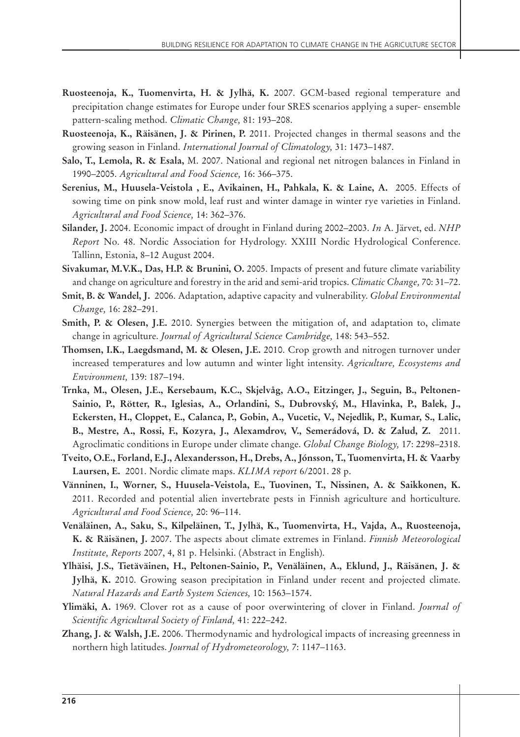**Ruosteenoja, K., Tuomenvirta, H. & Jylhä, K.** 2007. GCM-based regional temperature and precipitation change estimates for Europe under four SRES scenarios applying a super- ensemble pattern-scaling method. *Climatic Change,* 81: 193–208.

**Ruosteenoja, K., Räisänen, J. & Pirinen, P.** 2011. Projected changes in thermal seasons and the growing season in Finland. *International Journal of Climatology,* 31: 1473–1487.

**Salo, T., Lemola, R. & Esala,** M. 2007. National and regional net nitrogen balances in Finland in 1990–2005. *Agricultural and Food Science,* 16: 366–375.

**Serenius, M., Huusela-Veistola , E., Avikainen, H., Pahkala, K. & Laine, A.** 2005. Effects of sowing time on pink snow mold, leaf rust and winter damage in winter rye varieties in Finland. *Agricultural and Food Science,* 14: 362–376.

**Silander, J.** 2004. Economic impact of drought in Finland during 2002–2003. *In* A. Järvet, ed. *NHP Report* No. 48. Nordic Association for Hydrology. XXIII Nordic Hydrological Conference. Tallinn, Estonia, 8–12 August 2004.

**Sivakumar, M.V.K., Das, H.P. & Brunini, O.** 2005. Impacts of present and future climate variability and change on agriculture and forestry in the arid and semi-arid tropics. *Climatic Change,* 70: 31–72.

**Smit, B. & Wandel, J.** 2006. Adaptation, adaptive capacity and vulnerability. *Global Environmental Change,* 16: 282–291.

**Smith, P. & Olesen, J.E.** 2010. Synergies between the mitigation of, and adaptation to, climate change in agriculture. *Journal of Agricultural Science Cambridge,* 148: 543–552.

**Thomsen, I.K., Laegdsmand, M. & Olesen, J.E.** 2010. Crop growth and nitrogen turnover under increased temperatures and low autumn and winter light intensity. *Agriculture, Ecosystems and Environment,* 139: 187–194.

**Trnka, M., Olesen, J.E., Kersebaum, K.C., Skjelvåg, A.O., Eitzinger, J., Seguin, B., Peltonen-Sainio, P., Rötter, R., Iglesias, A., Orlandini, S., Dubrovský, M., Hlavinka, P., Balek, J., Eckersten, H., Cloppet, E., Calanca, P., Gobin, A., Vucetic, V., Nejedlik, P., Kumar, S., Lalic, B., Mestre, A., Rossi, F., Kozyra, J., Alexamdrov, V., Semerádová, D. & Zalud, Z.** 2011. Agroclimatic conditions in Europe under climate change. *Global Change Biology,* 17: 2298–2318.

**Tveito, O.E., Forland, E.J., Alexandersson, H., Drebs, A., Jónsson, T., Tuomenvirta, H. & Vaarby Laursen, E.** 2001. Nordic climate maps. *KLIMA report* 6/2001. 28 p.

**Vänninen, I., Worner, S., Huusela-Veistola, E., Tuovinen, T., Nissinen, A. & Saikkonen, K.** 2011. Recorded and potential alien invertebrate pests in Finnish agriculture and horticulture. *Agricultural and Food Science,* 20: 96–114.

**Venäläinen, A., Saku, S., Kilpeläinen, T., Jylhä, K., Tuomenvirta, H., Vajda, A., Ruosteenoja, K. & Räisänen, J.** 2007. The aspects about climate extremes in Finland. *Finnish Meteorological Institute, Reports* 2007, 4, 81 p. Helsinki. (Abstract in English).

**Ylhäisi, J.S., Tietäväinen, H., Peltonen-Sainio, P., Venäläinen, A., Eklund, J., Räisänen, J. & Jylhä, K.** 2010. Growing season precipitation in Finland under recent and projected climate. *Natural Hazards and Earth System Sciences,* 10: 1563–1574.

**Ylimäki, A.** 1969. Clover rot as a cause of poor overwintering of clover in Finland. *Journal of Scientific Agricultural Society of Finland,* 41: 222–242.

**Zhang, J. & Walsh, J.E.** 2006. Thermodynamic and hydrological impacts of increasing greenness in northern high latitudes. *Journal of Hydrometeorology,* 7: 1147–1163.